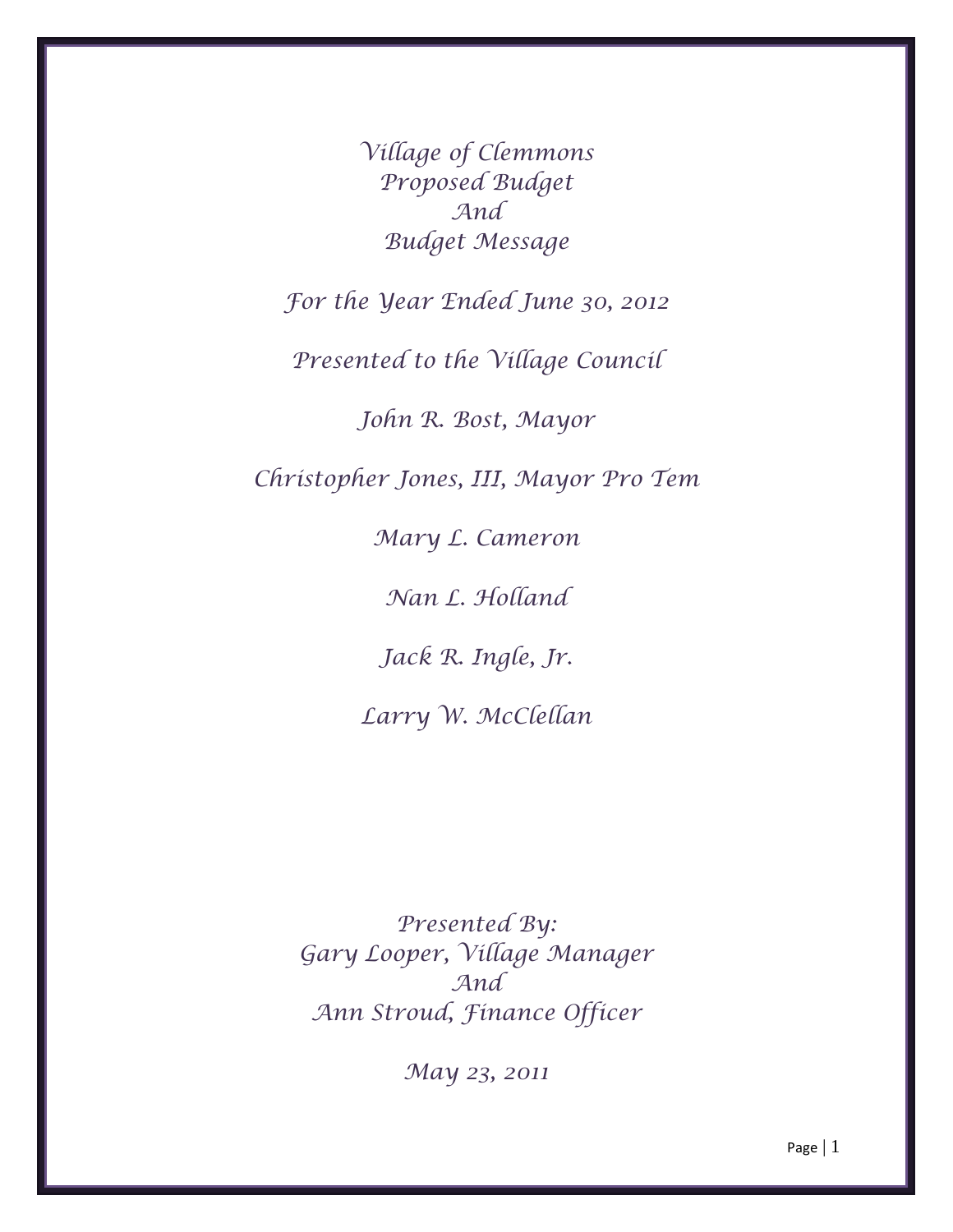# Village of Clemmons
# Proposed Budget
# And
# Budget Message

*For the Year Ended June 30, 2012*

*Presented to the Village Council*

*John R. Bost, Mayor*

*Christopher Jones, III, Mayor Pro Tem*

*Mary L. Cameron*

*Nan L. Holland*

*Jack R. Ingle, Jr.*

*Larry W. McClellan*

*Presented By:*
*Gary Looper, Village Manager*
*And*
*Ann Stroud, Finance Officer*

*May 23, 2011*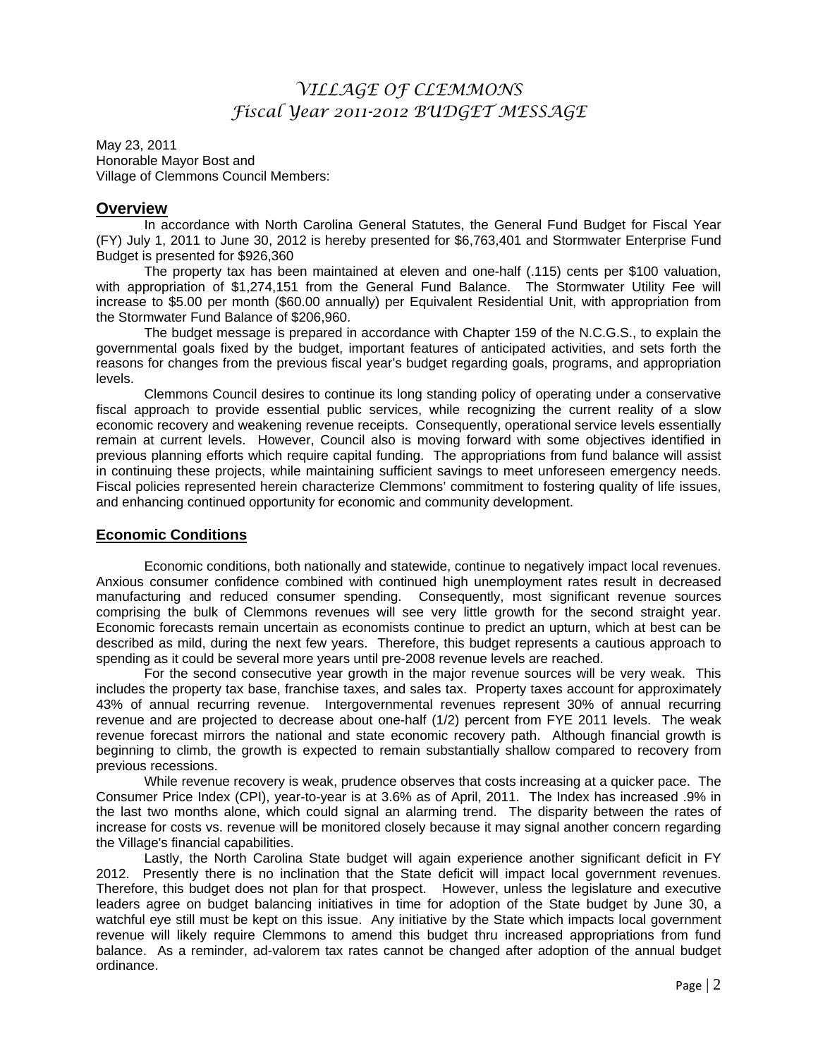# VILLAGE OF CLEMMONS
# Fiscal Year 2011-2012 BUDGET MESSAGE

May 23, 2011
Honorable Mayor Bost and
Village of Clemmons Council Members:

## Overview

In accordance with North Carolina General Statutes, the General Fund Budget for Fiscal Year (FY) July 1, 2011 to June 30, 2012 is hereby presented for $6,763,401 and Stormwater Enterprise Fund Budget is presented for $926,360

The property tax has been maintained at eleven and one-half (.115) cents per $100 valuation, with appropriation of $1,274,151 from the General Fund Balance. The Stormwater Utility Fee will increase to $5.00 per month ($60.00 annually) per Equivalent Residential Unit, with appropriation from the Stormwater Fund Balance of $206,960.

The budget message is prepared in accordance with Chapter 159 of the N.C.G.S., to explain the governmental goals fixed by the budget, important features of anticipated activities, and sets forth the reasons for changes from the previous fiscal year's budget regarding goals, programs, and appropriation levels.

Clemmons Council desires to continue its long standing policy of operating under a conservative fiscal approach to provide essential public services, while recognizing the current reality of a slow economic recovery and weakening revenue receipts. Consequently, operational service levels essentially remain at current levels. However, Council also is moving forward with some objectives identified in previous planning efforts which require capital funding. The appropriations from fund balance will assist in continuing these projects, while maintaining sufficient savings to meet unforeseen emergency needs. Fiscal policies represented herein characterize Clemmons' commitment to fostering quality of life issues, and enhancing continued opportunity for economic and community development.

## Economic Conditions

Economic conditions, both nationally and statewide, continue to negatively impact local revenues. Anxious consumer confidence combined with continued high unemployment rates result in decreased manufacturing and reduced consumer spending. Consequently, most significant revenue sources comprising the bulk of Clemmons revenues will see very little growth for the second straight year. Economic forecasts remain uncertain as economists continue to predict an upturn, which at best can be described as mild, during the next few years. Therefore, this budget represents a cautious approach to spending as it could be several more years until pre-2008 revenue levels are reached.

For the second consecutive year growth in the major revenue sources will be very weak. This includes the property tax base, franchise taxes, and sales tax. Property taxes account for approximately 43% of annual recurring revenue. Intergovernmental revenues represent 30% of annual recurring revenue and are projected to decrease about one-half (1/2) percent from FYE 2011 levels. The weak revenue forecast mirrors the national and state economic recovery path. Although financial growth is beginning to climb, the growth is expected to remain substantially shallow compared to recovery from previous recessions.

While revenue recovery is weak, prudence observes that costs increasing at a quicker pace. The Consumer Price Index (CPI), year-to-year is at 3.6% as of April, 2011. The Index has increased .9% in the last two months alone, which could signal an alarming trend. The disparity between the rates of increase for costs vs. revenue will be monitored closely because it may signal another concern regarding the Village's financial capabilities.

Lastly, the North Carolina State budget will again experience another significant deficit in FY 2012. Presently there is no inclination that the State deficit will impact local government revenues. Therefore, this budget does not plan for that prospect. However, unless the legislature and executive leaders agree on budget balancing initiatives in time for adoption of the State budget by June 30, a watchful eye still must be kept on this issue. Any initiative by the State which impacts local government revenue will likely require Clemmons to amend this budget thru increased appropriations from fund balance. As a reminder, ad-valorem tax rates cannot be changed after adoption of the annual budget ordinance.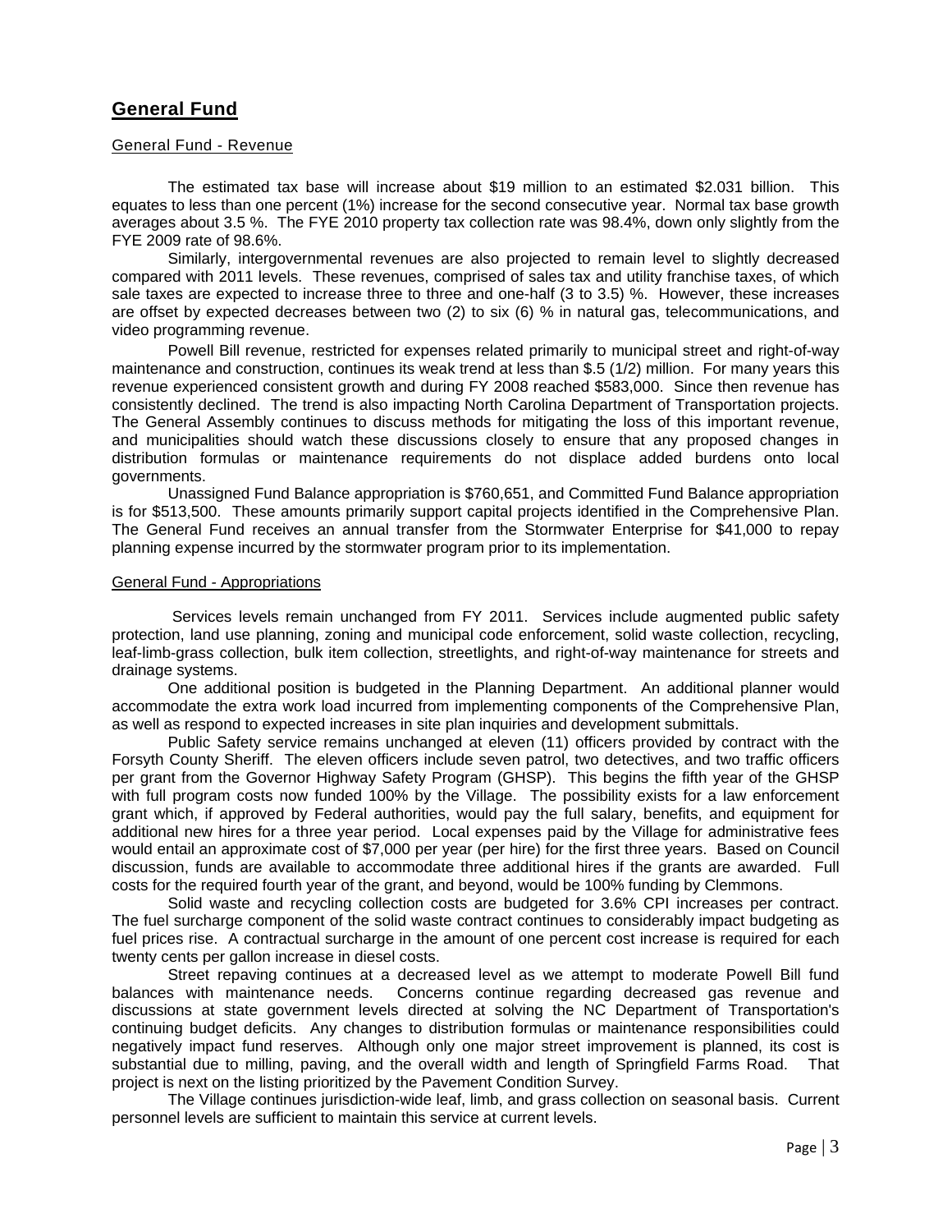## General Fund

### General Fund - Revenue

The estimated tax base will increase about $19 million to an estimated $2.031 billion. This equates to less than one percent (1%) increase for the second consecutive year. Normal tax base growth averages about 3.5 %. The FYE 2010 property tax collection rate was 98.4%, down only slightly from the FYE 2009 rate of 98.6%.

Similarly, intergovernmental revenues are also projected to remain level to slightly decreased compared with 2011 levels. These revenues, comprised of sales tax and utility franchise taxes, of which sale taxes are expected to increase three to three and one-half (3 to 3.5) %. However, these increases are offset by expected decreases between two (2) to six (6) % in natural gas, telecommunications, and video programming revenue.

Powell Bill revenue, restricted for expenses related primarily to municipal street and right-of-way maintenance and construction, continues its weak trend at less than $.5 (1/2) million. For many years this revenue experienced consistent growth and during FY 2008 reached $583,000. Since then revenue has consistently declined. The trend is also impacting North Carolina Department of Transportation projects. The General Assembly continues to discuss methods for mitigating the loss of this important revenue, and municipalities should watch these discussions closely to ensure that any proposed changes in distribution formulas or maintenance requirements do not displace added burdens onto local governments.

Unassigned Fund Balance appropriation is $760,651, and Committed Fund Balance appropriation is for $513,500. These amounts primarily support capital projects identified in the Comprehensive Plan. The General Fund receives an annual transfer from the Stormwater Enterprise for $41,000 to repay planning expense incurred by the stormwater program prior to its implementation.

### General Fund - Appropriations

Services levels remain unchanged from FY 2011. Services include augmented public safety protection, land use planning, zoning and municipal code enforcement, solid waste collection, recycling, leaf-limb-grass collection, bulk item collection, streetlights, and right-of-way maintenance for streets and drainage systems.

One additional position is budgeted in the Planning Department. An additional planner would accommodate the extra work load incurred from implementing components of the Comprehensive Plan, as well as respond to expected increases in site plan inquiries and development submittals.

Public Safety service remains unchanged at eleven (11) officers provided by contract with the Forsyth County Sheriff. The eleven officers include seven patrol, two detectives, and two traffic officers per grant from the Governor Highway Safety Program (GHSP). This begins the fifth year of the GHSP with full program costs now funded 100% by the Village. The possibility exists for a law enforcement grant which, if approved by Federal authorities, would pay the full salary, benefits, and equipment for additional new hires for a three year period. Local expenses paid by the Village for administrative fees would entail an approximate cost of $7,000 per year (per hire) for the first three years. Based on Council discussion, funds are available to accommodate three additional hires if the grants are awarded. Full costs for the required fourth year of the grant, and beyond, would be 100% funding by Clemmons.

Solid waste and recycling collection costs are budgeted for 3.6% CPI increases per contract. The fuel surcharge component of the solid waste contract continues to considerably impact budgeting as fuel prices rise. A contractual surcharge in the amount of one percent cost increase is required for each twenty cents per gallon increase in diesel costs.

Street repaving continues at a decreased level as we attempt to moderate Powell Bill fund balances with maintenance needs. Concerns continue regarding decreased gas revenue and discussions at state government levels directed at solving the NC Department of Transportation's continuing budget deficits. Any changes to distribution formulas or maintenance responsibilities could negatively impact fund reserves. Although only one major street improvement is planned, its cost is substantial due to milling, paving, and the overall width and length of Springfield Farms Road. That project is next on the listing prioritized by the Pavement Condition Survey.

The Village continues jurisdiction-wide leaf, limb, and grass collection on seasonal basis. Current personnel levels are sufficient to maintain this service at current levels.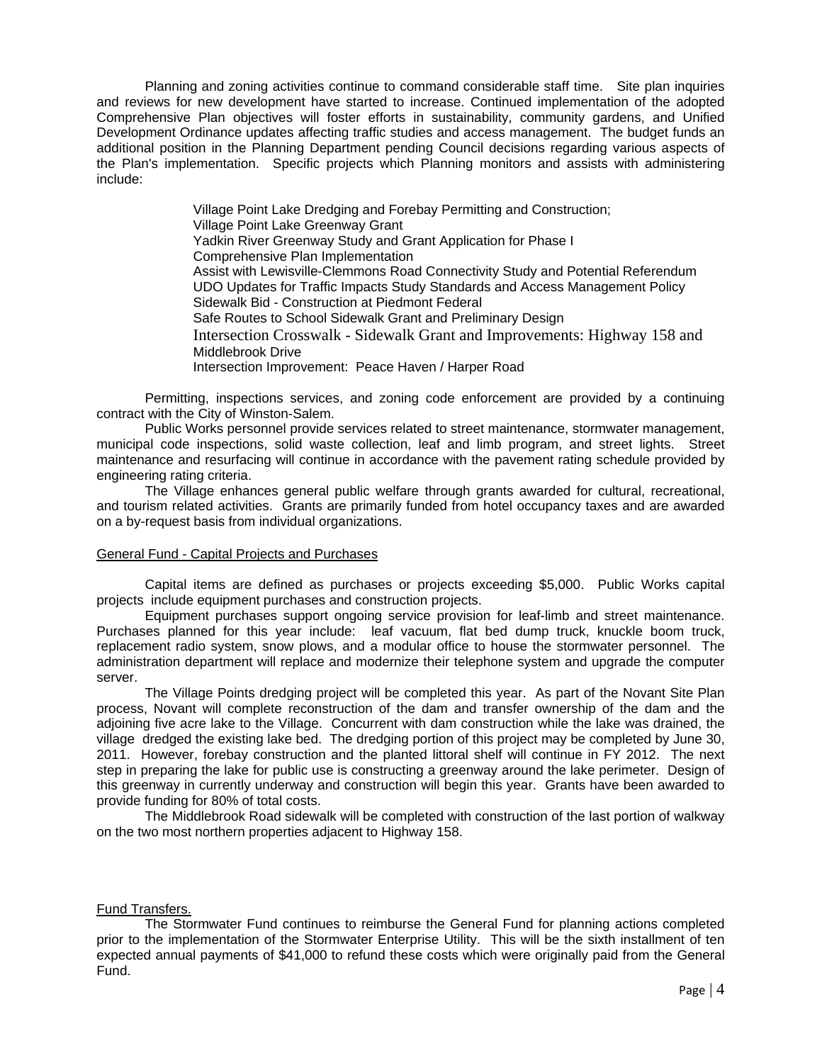Planning and zoning activities continue to command considerable staff time. Site plan inquiries and reviews for new development have started to increase. Continued implementation of the adopted Comprehensive Plan objectives will foster efforts in sustainability, community gardens, and Unified Development Ordinance updates affecting traffic studies and access management. The budget funds an additional position in the Planning Department pending Council decisions regarding various aspects of the Plan's implementation. Specific projects which Planning monitors and assists with administering include:

- Village Point Lake Dredging and Forebay Permitting and Construction;
- Village Point Lake Greenway Grant
- Yadkin River Greenway Study and Grant Application for Phase I
- Comprehensive Plan Implementation
- Assist with Lewisville-Clemmons Road Connectivity Study and Potential Referendum
- UDO Updates for Traffic Impacts Study Standards and Access Management Policy
- Sidewalk Bid - Construction at Piedmont Federal
- Safe Routes to School Sidewalk Grant and Preliminary Design
- Intersection Crosswalk - Sidewalk Grant and Improvements: Highway 158 and Middlebrook Drive
- Intersection Improvement: Peace Haven / Harper Road

Permitting, inspections services, and zoning code enforcement are provided by a continuing contract with the City of Winston-Salem.

Public Works personnel provide services related to street maintenance, stormwater management, municipal code inspections, solid waste collection, leaf and limb program, and street lights. Street maintenance and resurfacing will continue in accordance with the pavement rating schedule provided by engineering rating criteria.

The Village enhances general public welfare through grants awarded for cultural, recreational, and tourism related activities. Grants are primarily funded from hotel occupancy taxes and are awarded on a by-request basis from individual organizations.

General Fund - Capital Projects and Purchases

Capital items are defined as purchases or projects exceeding $5,000. Public Works capital projects include equipment purchases and construction projects.

Equipment purchases support ongoing service provision for leaf-limb and street maintenance. Purchases planned for this year include: leaf vacuum, flat bed dump truck, knuckle boom truck, replacement radio system, snow plows, and a modular office to house the stormwater personnel. The administration department will replace and modernize their telephone system and upgrade the computer server.

The Village Points dredging project will be completed this year. As part of the Novant Site Plan process, Novant will complete reconstruction of the dam and transfer ownership of the dam and the adjoining five acre lake to the Village. Concurrent with dam construction while the lake was drained, the village dredged the existing lake bed. The dredging portion of this project may be completed by June 30, 2011. However, forebay construction and the planted littoral shelf will continue in FY 2012. The next step in preparing the lake for public use is constructing a greenway around the lake perimeter. Design of this greenway in currently underway and construction will begin this year. Grants have been awarded to provide funding for 80% of total costs.

The Middlebrook Road sidewalk will be completed with construction of the last portion of walkway on the two most northern properties adjacent to Highway 158.

Fund Transfers.

The Stormwater Fund continues to reimburse the General Fund for planning actions completed prior to the implementation of the Stormwater Enterprise Utility. This will be the sixth installment of ten expected annual payments of $41,000 to refund these costs which were originally paid from the General Fund.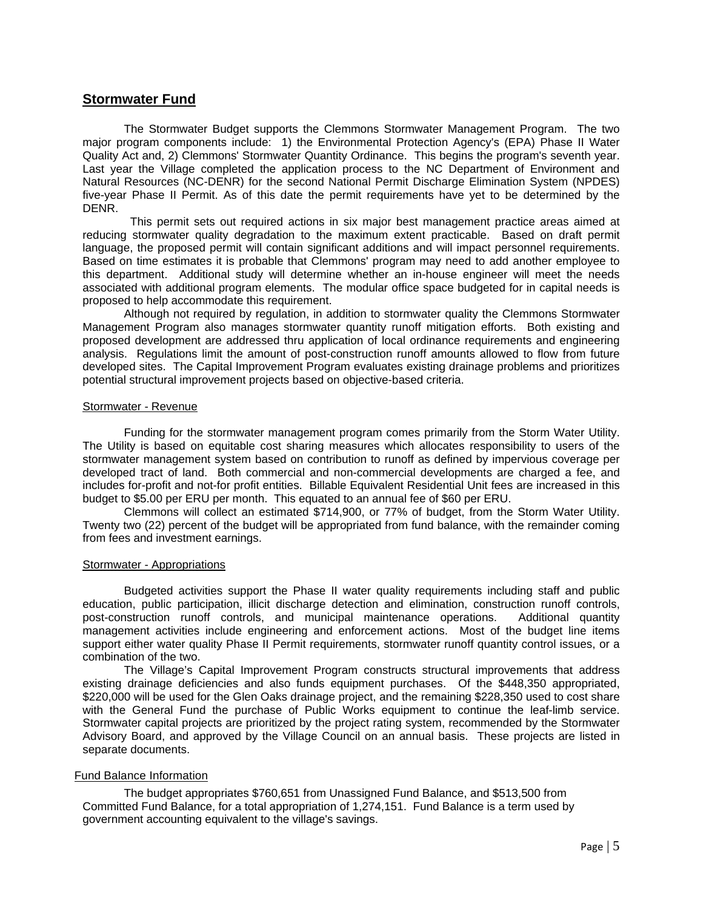## Stormwater Fund

The Stormwater Budget supports the Clemmons Stormwater Management Program. The two major program components include: 1) the Environmental Protection Agency's (EPA) Phase II Water Quality Act and, 2) Clemmons' Stormwater Quantity Ordinance. This begins the program's seventh year. Last year the Village completed the application process to the NC Department of Environment and Natural Resources (NC-DENR) for the second National Permit Discharge Elimination System (NPDES) five-year Phase II Permit. As of this date the permit requirements have yet to be determined by the DENR.

This permit sets out required actions in six major best management practice areas aimed at reducing stormwater quality degradation to the maximum extent practicable. Based on draft permit language, the proposed permit will contain significant additions and will impact personnel requirements. Based on time estimates it is probable that Clemmons' program may need to add another employee to this department. Additional study will determine whether an in-house engineer will meet the needs associated with additional program elements. The modular office space budgeted for in capital needs is proposed to help accommodate this requirement.

Although not required by regulation, in addition to stormwater quality the Clemmons Stormwater Management Program also manages stormwater quantity runoff mitigation efforts. Both existing and proposed development are addressed thru application of local ordinance requirements and engineering analysis. Regulations limit the amount of post-construction runoff amounts allowed to flow from future developed sites. The Capital Improvement Program evaluates existing drainage problems and prioritizes potential structural improvement projects based on objective-based criteria.

### Stormwater - Revenue

Funding for the stormwater management program comes primarily from the Storm Water Utility. The Utility is based on equitable cost sharing measures which allocates responsibility to users of the stormwater management system based on contribution to runoff as defined by impervious coverage per developed tract of land. Both commercial and non-commercial developments are charged a fee, and includes for-profit and not-for profit entities. Billable Equivalent Residential Unit fees are increased in this budget to $5.00 per ERU per month. This equated to an annual fee of $60 per ERU.

Clemmons will collect an estimated $714,900, or 77% of budget, from the Storm Water Utility. Twenty two (22) percent of the budget will be appropriated from fund balance, with the remainder coming from fees and investment earnings.

### Stormwater - Appropriations

Budgeted activities support the Phase II water quality requirements including staff and public education, public participation, illicit discharge detection and elimination, construction runoff controls, post-construction runoff controls, and municipal maintenance operations. Additional quantity management activities include engineering and enforcement actions. Most of the budget line items support either water quality Phase II Permit requirements, stormwater runoff quantity control issues, or a combination of the two.

The Village's Capital Improvement Program constructs structural improvements that address existing drainage deficiencies and also funds equipment purchases. Of the $448,350 appropriated, $220,000 will be used for the Glen Oaks drainage project, and the remaining $228,350 used to cost share with the General Fund the purchase of Public Works equipment to continue the leaf-limb service. Stormwater capital projects are prioritized by the project rating system, recommended by the Stormwater Advisory Board, and approved by the Village Council on an annual basis. These projects are listed in separate documents.

### Fund Balance Information

The budget appropriates $760,651 from Unassigned Fund Balance, and $513,500 from Committed Fund Balance, for a total appropriation of 1,274,151. Fund Balance is a term used by government accounting equivalent to the village's savings.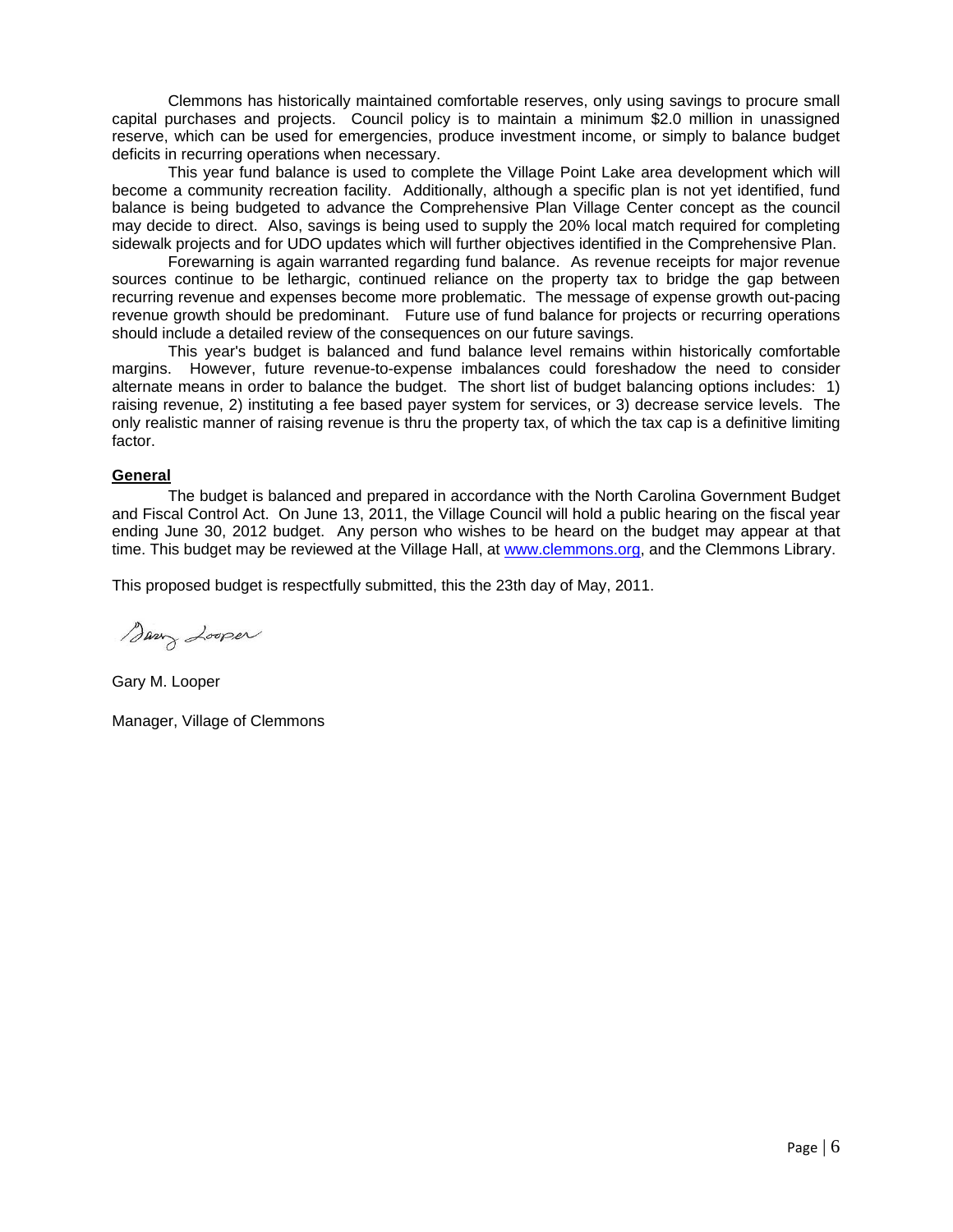Clemmons has historically maintained comfortable reserves, only using savings to procure small capital purchases and projects. Council policy is to maintain a minimum $2.0 million in unassigned reserve, which can be used for emergencies, produce investment income, or simply to balance budget deficits in recurring operations when necessary.

This year fund balance is used to complete the Village Point Lake area development which will become a community recreation facility. Additionally, although a specific plan is not yet identified, fund balance is being budgeted to advance the Comprehensive Plan Village Center concept as the council may decide to direct. Also, savings is being used to supply the 20% local match required for completing sidewalk projects and for UDO updates which will further objectives identified in the Comprehensive Plan.

Forewarning is again warranted regarding fund balance. As revenue receipts for major revenue sources continue to be lethargic, continued reliance on the property tax to bridge the gap between recurring revenue and expenses become more problematic. The message of expense growth out-pacing revenue growth should be predominant. Future use of fund balance for projects or recurring operations should include a detailed review of the consequences on our future savings.

This year's budget is balanced and fund balance level remains within historically comfortable margins. However, future revenue-to-expense imbalances could foreshadow the need to consider alternate means in order to balance the budget. The short list of budget balancing options includes: 1) raising revenue, 2) instituting a fee based payer system for services, or 3) decrease service levels. The only realistic manner of raising revenue is thru the property tax, of which the tax cap is a definitive limiting factor.

**General**

The budget is balanced and prepared in accordance with the North Carolina Government Budget and Fiscal Control Act. On June 13, 2011, the Village Council will hold a public hearing on the fiscal year ending June 30, 2012 budget. Any person who wishes to be heard on the budget may appear at that time. This budget may be reviewed at the Village Hall, at www.clemmons.org, and the Clemmons Library.

This proposed budget is respectfully submitted, this the 23th day of May, 2011.

Gary Looper

Gary M. Looper

Manager, Village of Clemmons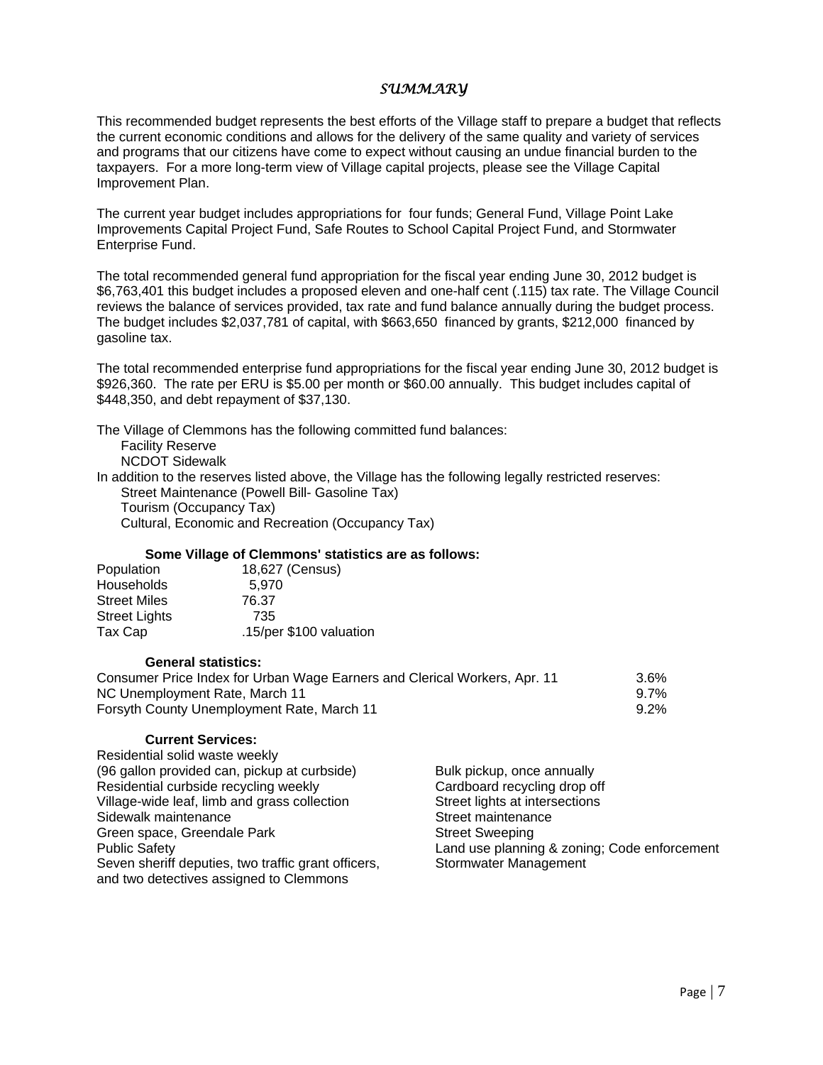# *SUMMARY*

This recommended budget represents the best efforts of the Village staff to prepare a budget that reflects the current economic conditions and allows for the delivery of the same quality and variety of services and programs that our citizens have come to expect without causing an undue financial burden to the taxpayers. For a more long-term view of Village capital projects, please see the Village Capital Improvement Plan.

The current year budget includes appropriations for four funds; General Fund, Village Point Lake Improvements Capital Project Fund, Safe Routes to School Capital Project Fund, and Stormwater Enterprise Fund.

The total recommended general fund appropriation for the fiscal year ending June 30, 2012 budget is $6,763,401 this budget includes a proposed eleven and one-half cent (.115) tax rate. The Village Council reviews the balance of services provided, tax rate and fund balance annually during the budget process. The budget includes $2,037,781 of capital, with $663,650 financed by grants, $212,000 financed by gasoline tax.

The total recommended enterprise fund appropriations for the fiscal year ending June 30, 2012 budget is $926,360. The rate per ERU is $5.00 per month or $60.00 annually. This budget includes capital of $448,350, and debt repayment of $37,130.

The Village of Clemmons has the following committed fund balances:

- Facility Reserve
- NCDOT Sidewalk

In addition to the reserves listed above, the Village has the following legally restricted reserves:

- Street Maintenance (Powell Bill- Gasoline Tax)
- Tourism (Occupancy Tax)
- Cultural, Economic and Recreation (Occupancy Tax)

**Some Village of Clemmons' statistics are as follows:**

| | |
|---|---|
| Population | 18,627 (Census) |
| Households | 5,970 |
| Street Miles | 76.37 |
| Street Lights | 735 |
| Tax Cap | .15/per $100 valuation |

**General statistics:**

| | |
|---|---|
| Consumer Price Index for Urban Wage Earners and Clerical Workers, Apr. 11 | 3.6% |
| NC Unemployment Rate, March 11 | 9.7% |
| Forsyth County Unemployment Rate, March 11 | 9.2% |

**Current Services:**

- Residential solid waste weekly (96 gallon provided can, pickup at curbside)
- Residential curbside recycling weekly
- Village-wide leaf, limb and grass collection
- Sidewalk maintenance
- Green space, Greendale Park
- Public Safety
- Seven sheriff deputies, two traffic grant officers, and two detectives assigned to Clemmons
- Bulk pickup, once annually
- Cardboard recycling drop off
- Street lights at intersections
- Street maintenance
- Street Sweeping
- Land use planning & zoning; Code enforcement
- Stormwater Management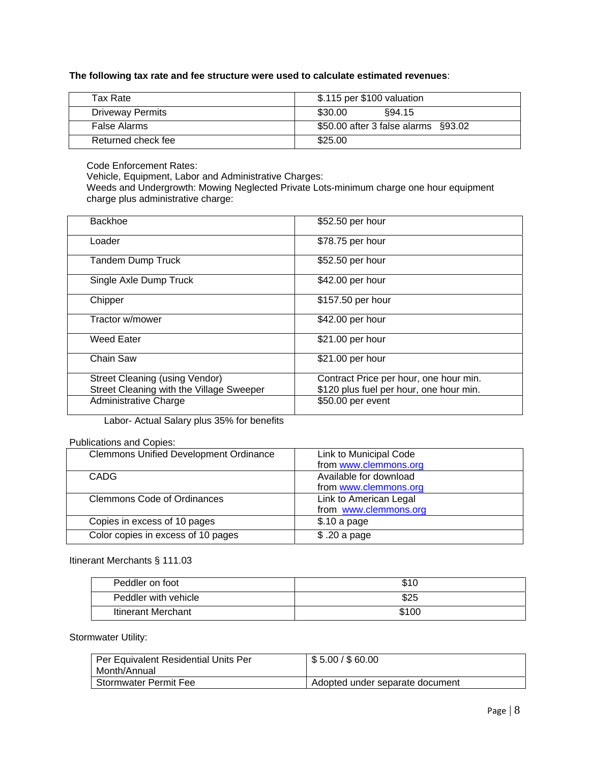**The following tax rate and fee structure were used to calculate estimated revenues**:

| Tax Rate | $.115 per $100 valuation |
|---|---|
| Driveway Permits | $30.00 §94.15 |
| False Alarms | $50.00 after 3 false alarms §93.02 |
| Returned check fee | $25.00 |

Code Enforcement Rates:
Vehicle, Equipment, Labor and Administrative Charges:
Weeds and Undergrowth: Mowing Neglected Private Lots-minimum charge one hour equipment charge plus administrative charge:

| Backhoe | $52.50 per hour |
|---|---|
| Loader | $78.75 per hour |
| Tandem Dump Truck | $52.50 per hour |
| Single Axle Dump Truck | $42.00 per hour |
| Chipper | $157.50 per hour |
| Tractor w/mower | $42.00 per hour |
| Weed Eater | $21.00 per hour |
| Chain Saw | $21.00 per hour |
| Street Cleaning (using Vendor)<br>Street Cleaning with the Village Sweeper | Contract Price per hour, one hour min.<br>$120 plus fuel per hour, one hour min. |
| Administrative Charge | $50.00 per event |

Labor- Actual Salary plus 35% for benefits

Publications and Copies:

| Clemmons Unified Development Ordinance | Link to Municipal Code from www.clemmons.org |
|---|---|
| CADG | Available for download from www.clemmons.org |
| Clemmons Code of Ordinances | Link to American Legal from www.clemmons.org |
| Copies in excess of 10 pages | $.10 a page |
| Color copies in excess of 10 pages | $ .20 a page |

Itinerant Merchants § 111.03

| Peddler on foot | $10 |
|---|---|
| Peddler with vehicle | $25 |
| Itinerant Merchant | $100 |

Stormwater Utility:

| Per Equivalent Residential Units Per Month/Annual | $ 5.00 / $ 60.00 |
|---|---|
| Stormwater Permit Fee | Adopted under separate document |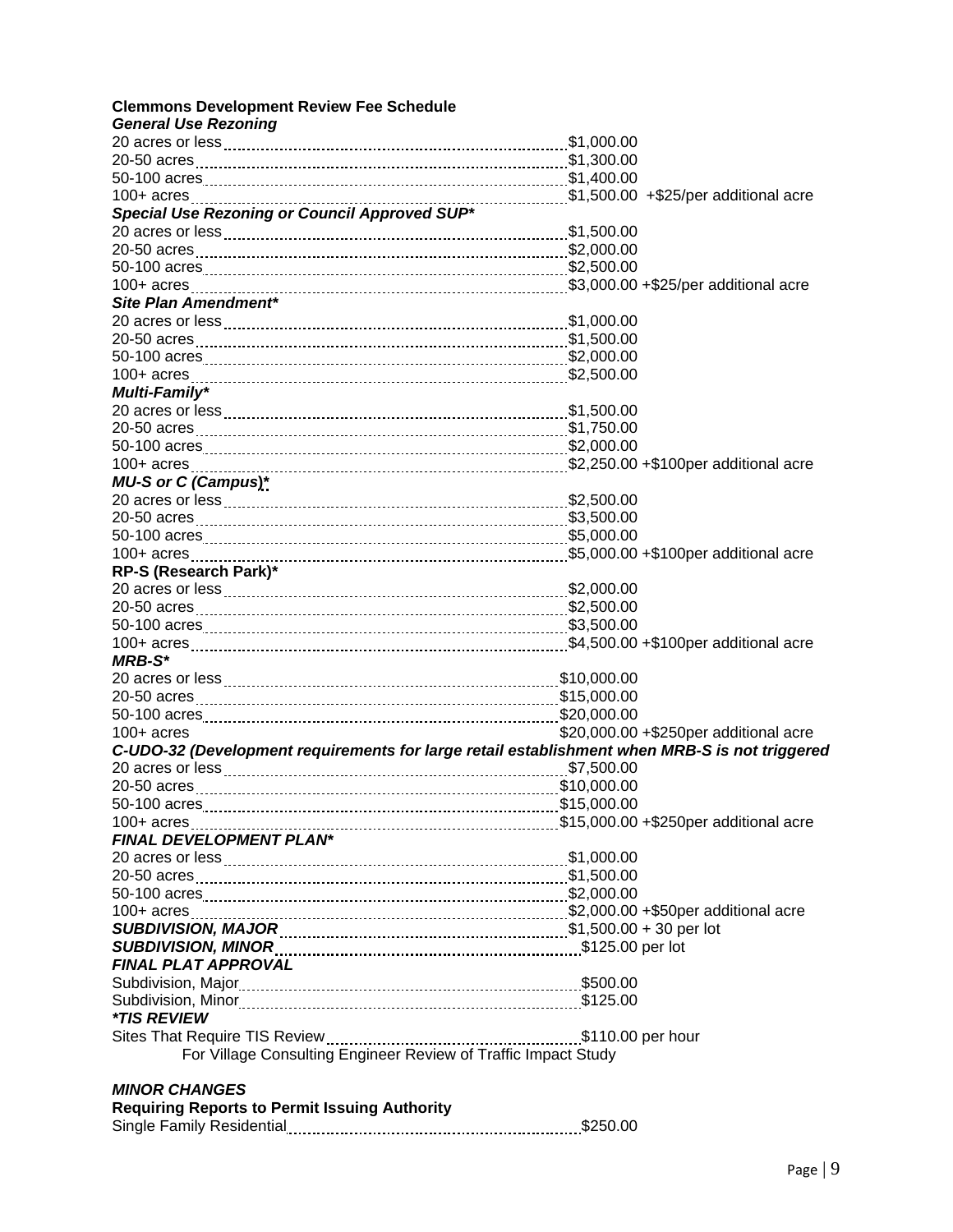**Clemmons Development Review Fee Schedule**

***General Use Rezoning***

| | |
|---|---|
| 20 acres or less | $1,000.00 |
| 20-50 acres | $1,300.00 |
| 50-100 acres | $1,400.00 |
| 100+ acres | $1,500.00 +$25/per additional acre |

***Special Use Rezoning or Council Approved SUP****

| | |
|---|---|
| 20 acres or less | $1,500.00 |
| 20-50 acres | $2,000.00 |
| 50-100 acres | $2,500.00 |
| 100+ acres | $3,000.00 +$25/per additional acre |

***Site Plan Amendment****

| | |
|---|---|
| 20 acres or less | $1,000.00 |
| 20-50 acres | $1,500.00 |
| 50-100 acres | $2,000.00 |
| 100+ acres | $2,500.00 |

***Multi-Family****

| | |
|---|---|
| 20 acres or less | $1,500.00 |
| 20-50 acres | $1,750.00 |
| 50-100 acres | $2,000.00 |
| 100+ acres | $2,250.00 +$100per additional acre |

***MU-S or C (Campus)****

| | |
|---|---|
| 20 acres or less | $2,500.00 |
| 20-50 acres | $3,500.00 |
| 50-100 acres | $5,000.00 |
| 100+ acres | $5,000.00 +$100per additional acre |

**RP-S (Research Park)***

| | |
|---|---|
| 20 acres or less | $2,000.00 |
| 20-50 acres | $2,500.00 |
| 50-100 acres | $3,500.00 |
| 100+ acres | $4,500.00 +$100per additional acre |

***MRB-S****

| | |
|---|---|
| 20 acres or less | $10,000.00 |
| 20-50 acres | $15,000.00 |
| 50-100 acres | $20,000.00 |
| 100+ acres | $20,000.00 +$250per additional acre |

***C-UDO-32 (Development requirements for large retail establishment when MRB-S is not triggered***

| | |
|---|---|
| 20 acres or less | $7,500.00 |
| 20-50 acres | $10,000.00 |
| 50-100 acres | $15,000.00 |
| 100+ acres | $15,000.00 +$250per additional acre |

***FINAL DEVELOPMENT PLAN****

| | |
|---|---|
| 20 acres or less | $1,000.00 |
| 20-50 acres | $1,500.00 |
| 50-100 acres | $2,000.00 |
| 100+ acres | $2,000.00 +$50per additional acre |
| ***SUBDIVISION, MAJOR*** | $1,500.00 + 30 per lot |
| ***SUBDIVISION, MINOR*** | $125.00 per lot |

***FINAL PLAT APPROVAL***

| | |
|---|---|
| Subdivision, Major | $500.00 |
| Subdivision, Minor | $125.00 |

****TIS REVIEW***

| | |
|---|---|
| Sites That Require TIS Review | $110.00 per hour |

For Village Consulting Engineer Review of Traffic Impact Study

***MINOR CHANGES***

**Requiring Reports to Permit Issuing Authority**

| | |
|---|---|
| Single Family Residential | $250.00 |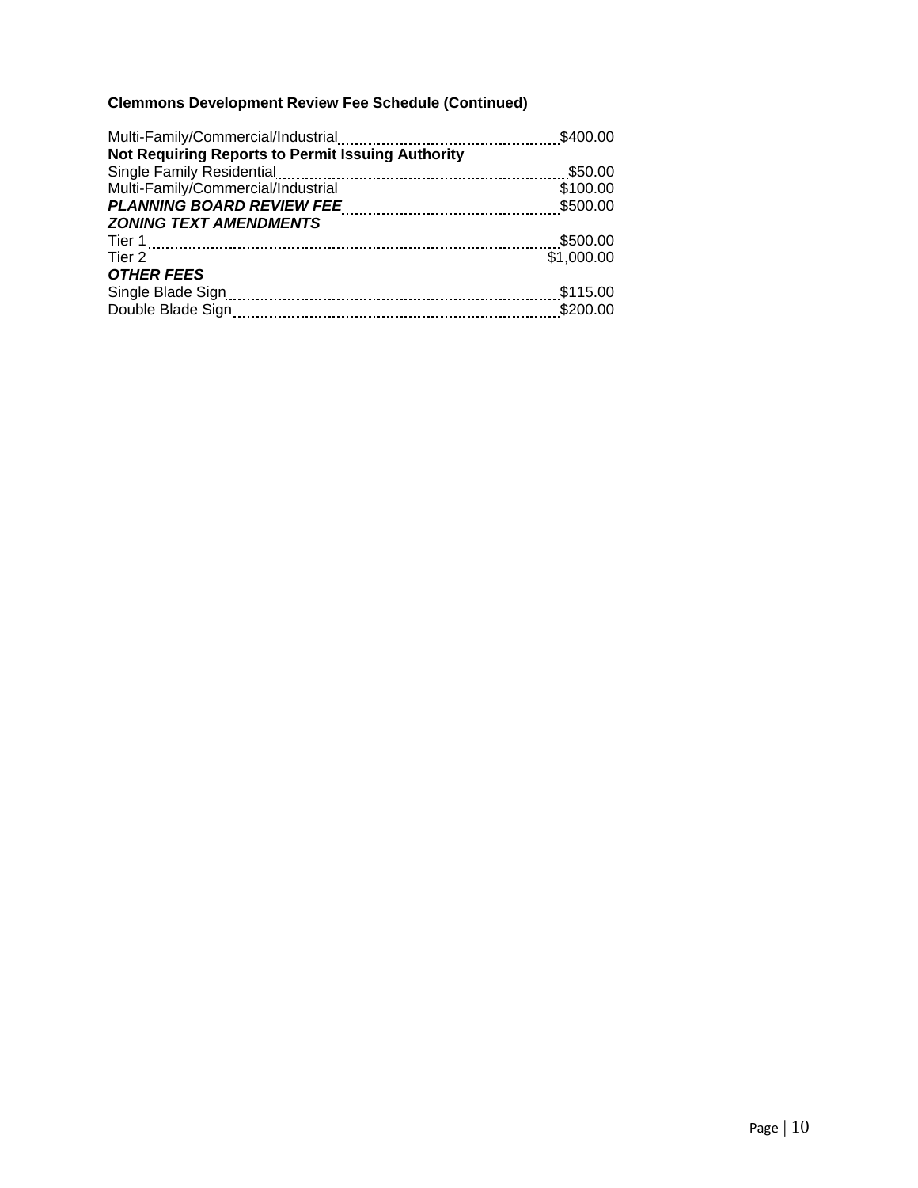**Clemmons Development Review Fee Schedule (Continued)**

| | |
|---|---|
| Multi-Family/Commercial/Industrial | $400.00 |
| **Not Requiring Reports to Permit Issuing Authority** | |
| Single Family Residential | $50.00 |
| Multi-Family/Commercial/Industrial | $100.00 |
| ***PLANNING BOARD REVIEW FEE*** | $500.00 |
| ***ZONING TEXT AMENDMENTS*** | |
| Tier 1 | $500.00 |
| Tier 2 | $1,000.00 |
| ***OTHER FEES*** | |
| Single Blade Sign | $115.00 |
| Double Blade Sign | $200.00 |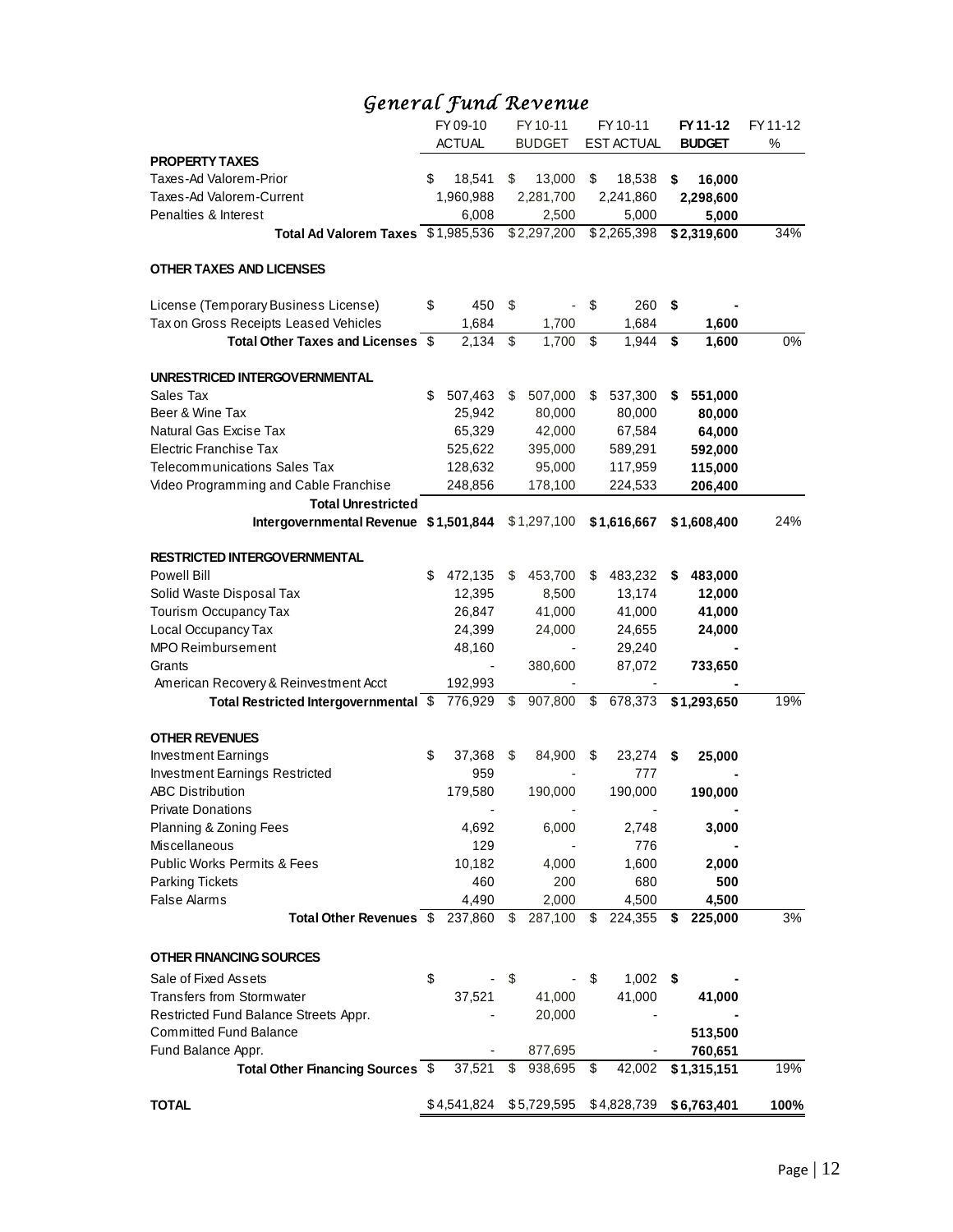# General Fund Revenue

| | FY 09-10 ACTUAL | FY 10-11 BUDGET | FY 10-11 EST ACTUAL | **FY 11-12 BUDGET** | FY 11-12 % |
|---|---|---|---|---|---|
| **PROPERTY TAXES** | | | | | |
| Taxes-Ad Valorem-Prior | $ 18,541 | $ 13,000 | $ 18,538 | **$ 16,000** | |
| Taxes-Ad Valorem-Current | 1,960,988 | 2,281,700 | 2,241,860 | **2,298,600** | |
| Penalties & Interest | 6,008 | 2,500 | 5,000 | **5,000** | |
| **Total Ad Valorem Taxes** | $1,985,536 | $2,297,200 | $2,265,398 | **$2,319,600** | 34% |
| **OTHER TAXES AND LICENSES** | | | | | |
| License (Temporary Business License) | $ 450 | $ - | $ 260 | **$ -** | |
| Tax on Gross Receipts Leased Vehicles | 1,684 | 1,700 | 1,684 | **1,600** | |
| **Total Other Taxes and Licenses** | $ 2,134 | $ 1,700 | $ 1,944 | **$ 1,600** | 0% |
| **UNRESTRICED INTERGOVERNMENTAL** | | | | | |
| Sales Tax | $ 507,463 | $ 507,000 | $ 537,300 | **$ 551,000** | |
| Beer & Wine Tax | 25,942 | 80,000 | 80,000 | **80,000** | |
| Natural Gas Excise Tax | 65,329 | 42,000 | 67,584 | **64,000** | |
| Electric Franchise Tax | 525,622 | 395,000 | 589,291 | **592,000** | |
| Telecommunications Sales Tax | 128,632 | 95,000 | 117,959 | **115,000** | |
| Video Programming and Cable Franchise | 248,856 | 178,100 | 224,533 | **206,400** | |
| **Total Unrestricted Intergovernmental Revenue** | **$1,501,844** | $1,297,100 | **$1,616,667** | **$1,608,400** | 24% |
| **RESTRICTED INTERGOVERNMENTAL** | | | | | |
| Powell Bill | $ 472,135 | $ 453,700 | $ 483,232 | **$ 483,000** | |
| Solid Waste Disposal Tax | 12,395 | 8,500 | 13,174 | **12,000** | |
| Tourism Occupancy Tax | 26,847 | 41,000 | 41,000 | **41,000** | |
| Local Occupancy Tax | 24,399 | 24,000 | 24,655 | **24,000** | |
| MPO Reimbursement | 48,160 | - | 29,240 | **-** | |
| Grants | - | 380,600 | 87,072 | **733,650** | |
| American Recovery & Reinvestment Acct | 192,993 | - | - | **-** | |
| **Total Restricted Intergovernmental** | $ 776,929 | $ 907,800 | $ 678,373 | **$1,293,650** | 19% |
| **OTHER REVENUES** | | | | | |
| Investment Earnings | $ 37,368 | $ 84,900 | $ 23,274 | **$ 25,000** | |
| Investment Earnings Restricted | 959 | - | 777 | **-** | |
| ABC Distribution | 179,580 | 190,000 | 190,000 | **190,000** | |
| Private Donations | - | - | - | **-** | |
| Planning & Zoning Fees | 4,692 | 6,000 | 2,748 | **3,000** | |
| Miscellaneous | 129 | - | 776 | **-** | |
| Public Works Permits & Fees | 10,182 | 4,000 | 1,600 | **2,000** | |
| Parking Tickets | 460 | 200 | 680 | **500** | |
| False Alarms | 4,490 | 2,000 | 4,500 | **4,500** | |
| **Total Other Revenues** | $ 237,860 | $ 287,100 | $ 224,355 | **$ 225,000** | 3% |
| **OTHER FINANCING SOURCES** | | | | | |
| Sale of Fixed Assets | $ - | $ - | $ 1,002 | **$ -** | |
| Transfers from Stormwater | 37,521 | 41,000 | 41,000 | **41,000** | |
| Restricted Fund Balance Streets Appr. | - | 20,000 | - | **-** | |
| Committed Fund Balance | | | | **513,500** | |
| Fund Balance Appr. | - | 877,695 | - | **760,651** | |
| **Total Other Financing Sources** | $ 37,521 | $ 938,695 | $ 42,002 | **$1,315,151** | 19% |
| **TOTAL** | $4,541,824 | $5,729,595 | $4,828,739 | **$6,763,401** | **100%** |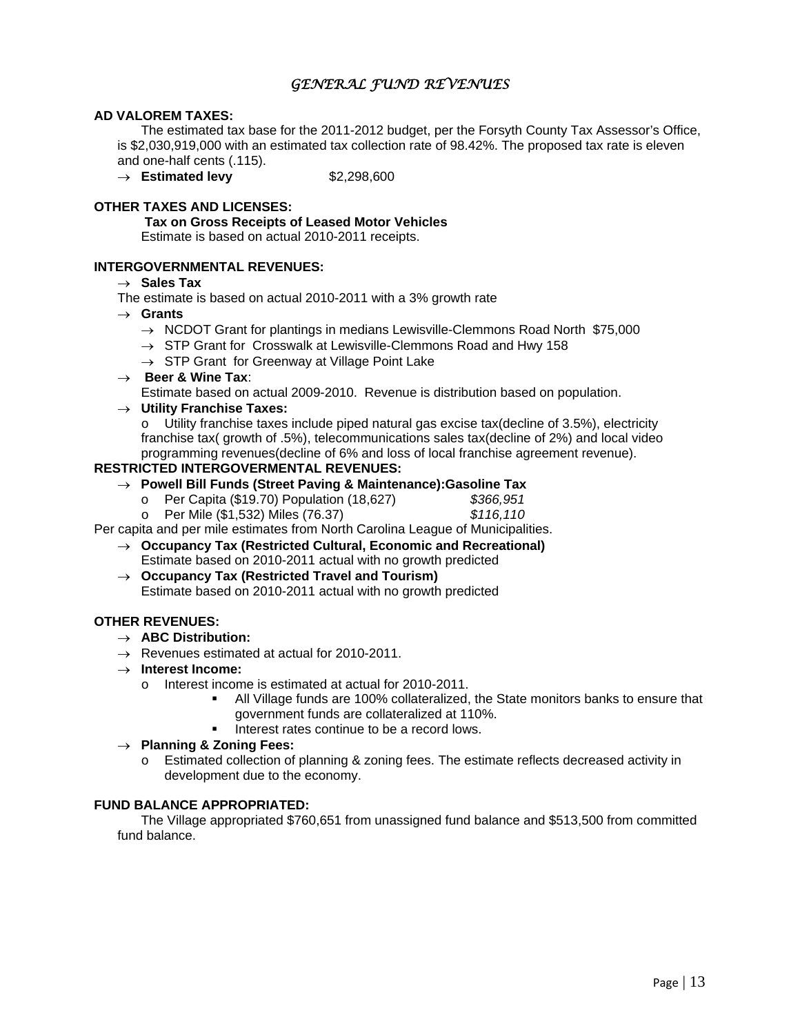# *GENERAL FUND REVENUES*

**AD VALOREM TAXES:**

The estimated tax base for the 2011-2012 budget, per the Forsyth County Tax Assessor's Office, is $2,030,919,000 with an estimated tax collection rate of 98.42%. The proposed tax rate is eleven and one-half cents (.115).

- → **Estimated levy** $2,298,600

**OTHER TAXES AND LICENSES:**

**Tax on Gross Receipts of Leased Motor Vehicles**

Estimate is based on actual 2010-2011 receipts.

**INTERGOVERNMENTAL REVENUES:**

- → **Sales Tax**

The estimate is based on actual 2010-2011 with a 3% growth rate

- → **Grants**
  - → NCDOT Grant for plantings in medians Lewisville-Clemmons Road North $75,000
  - → STP Grant for Crosswalk at Lewisville-Clemmons Road and Hwy 158
  - → STP Grant for Greenway at Village Point Lake
- → **Beer & Wine Tax**:

  Estimate based on actual 2009-2010. Revenue is distribution based on population.
- → **Utility Franchise Taxes:**
  - o Utility franchise taxes include piped natural gas excise tax(decline of 3.5%), electricity franchise tax( growth of .5%), telecommunications sales tax(decline of 2%) and local video programming revenues(decline of 6% and loss of local franchise agreement revenue).

**RESTRICTED INTERGOVERMENTAL REVENUES:**

- → **Powell Bill Funds (Street Paving & Maintenance):Gasoline Tax**
  - o Per Capita ($19.70) Population (18,627) *$366,951*
  - o Per Mile ($1,532) Miles (76.37) *$116,110*

Per capita and per mile estimates from North Carolina League of Municipalities.

- → **Occupancy Tax (Restricted Cultural, Economic and Recreational)**

  Estimate based on 2010-2011 actual with no growth predicted
- → **Occupancy Tax (Restricted Travel and Tourism)**

  Estimate based on 2010-2011 actual with no growth predicted

**OTHER REVENUES:**

- → **ABC Distribution:**
- → Revenues estimated at actual for 2010-2011.
- → **Interest Income:**
  - o Interest income is estimated at actual for 2010-2011.
    - ▪ All Village funds are 100% collateralized, the State monitors banks to ensure that government funds are collateralized at 110%.
    - ▪ Interest rates continue to be a record lows.
- → **Planning & Zoning Fees:**
  - o Estimated collection of planning & zoning fees. The estimate reflects decreased activity in development due to the economy.

**FUND BALANCE APPROPRIATED:**

The Village appropriated $760,651 from unassigned fund balance and $513,500 from committed fund balance.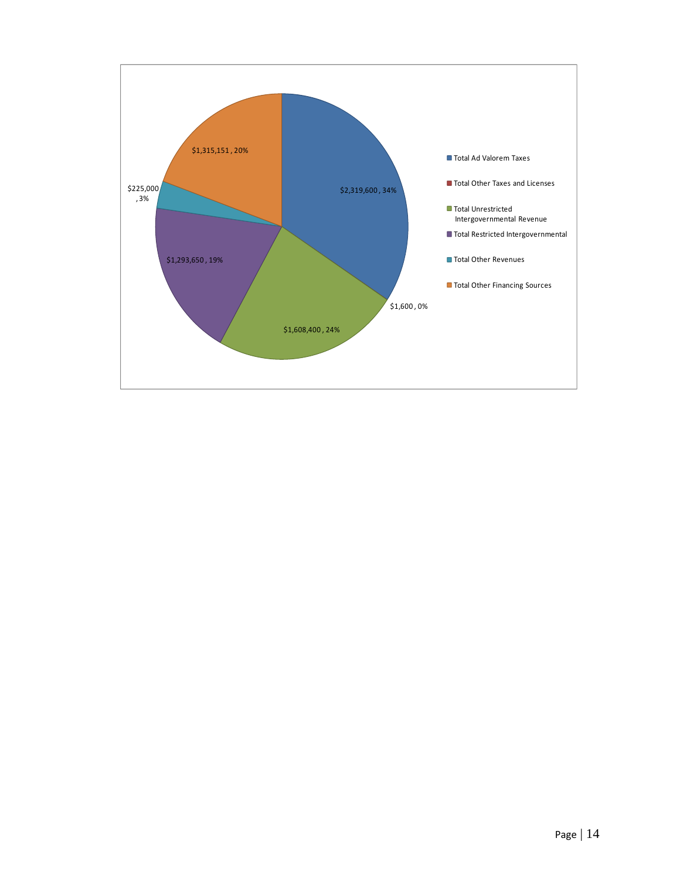| Category | Amount | Percent |
| --- | --- | --- |
| Total Ad Valorem Taxes | $2,319,600 | 34% |
| Total Other Taxes and Licenses | $1,600 | 0% |
| Total Unrestricted Intergovernmental Revenue | $1,608,400 | 24% |
| Total Restricted Intergovernmental | $1,293,650 | 19% |
| Total Other Revenues | $225,000 | 3% |
| Total Other Financing Sources | $1,315,151 | 20% |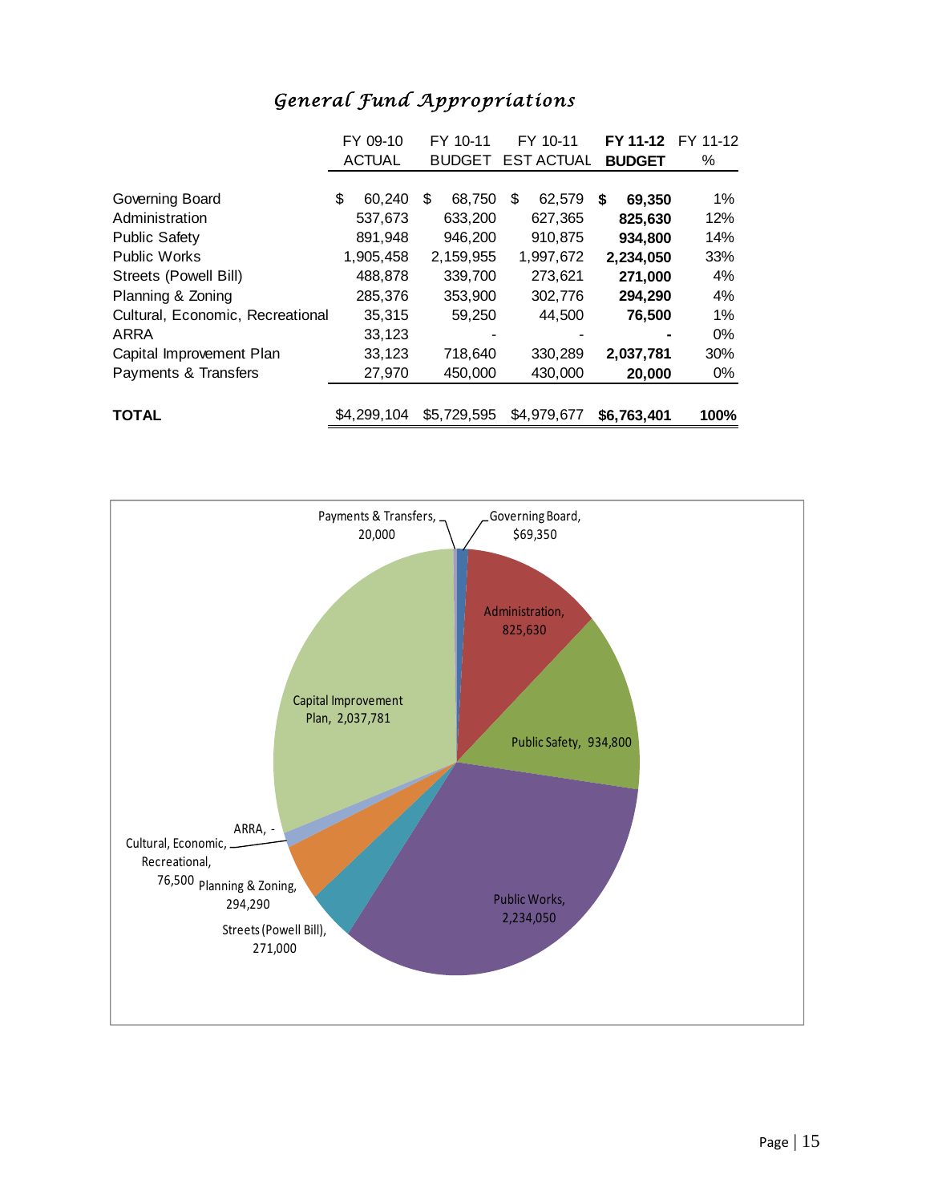# *General Fund Appropriations*

| | FY 09-10 ACTUAL | FY 10-11 BUDGET | FY 10-11 EST ACTUAL | **FY 11-12 BUDGET** | FY 11-12 % |
|---|---|---|---|---|---|
| Governing Board | $ 60,240 | $ 68,750 | $ 62,579 | **$ 69,350** | 1% |
| Administration | 537,673 | 633,200 | 627,365 | **825,630** | 12% |
| Public Safety | 891,948 | 946,200 | 910,875 | **934,800** | 14% |
| Public Works | 1,905,458 | 2,159,955 | 1,997,672 | **2,234,050** | 33% |
| Streets (Powell Bill) | 488,878 | 339,700 | 273,621 | **271,000** | 4% |
| Planning & Zoning | 285,376 | 353,900 | 302,776 | **294,290** | 4% |
| Cultural, Economic, Recreational | 35,315 | 59,250 | 44,500 | **76,500** | 1% |
| ARRA | 33,123 | - | - | **-** | 0% |
| Capital Improvement Plan | 33,123 | 718,640 | 330,289 | **2,037,781** | 30% |
| Payments & Transfers | 27,970 | 450,000 | 430,000 | **20,000** | 0% |
| **TOTAL** | $4,299,104 | $5,729,595 | $4,979,677 | **$6,763,401** | **100%** |

Payments & Transfers, 20,000
Governing Board, $69,350
Administration, 825,630
Public Safety, 934,800
Public Works, 2,234,050
Streets (Powell Bill), 271,000
Planning & Zoning, 294,290
Cultural, Economic, Recreational, 76,500
ARRA, -
Capital Improvement Plan, 2,037,781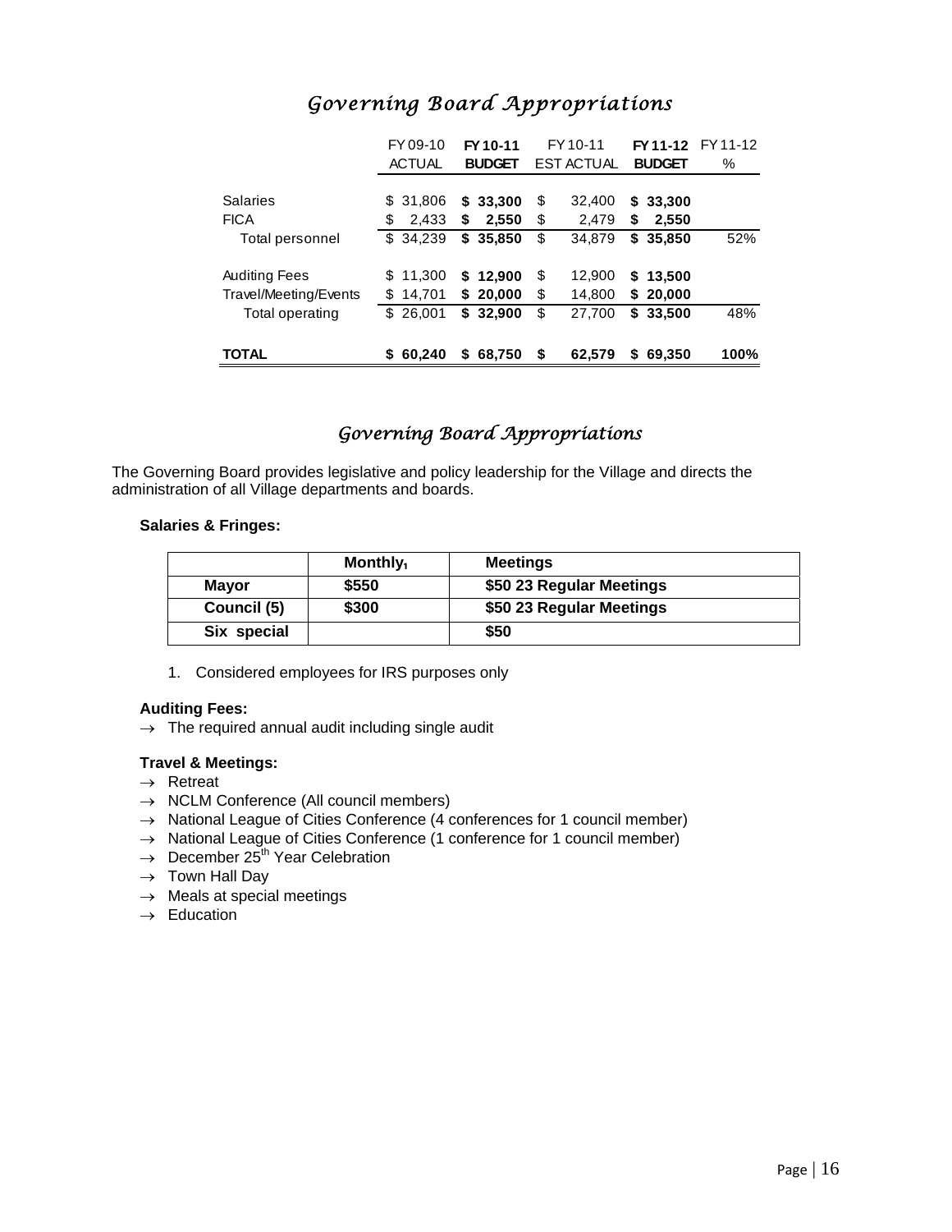## *Governing Board Appropriations*

| | FY 09-10 ACTUAL | **FY 10-11 BUDGET** | FY 10-11 EST ACTUAL | **FY 11-12 BUDGET** | FY 11-12 % |
|---|---|---|---|---|---|
| Salaries | $ 31,806 | **$ 33,300** | $ 32,400 | **$ 33,300** | |
| FICA | $ 2,433 | **$ 2,550** | $ 2,479 | **$ 2,550** | |
| Total personnel | $ 34,239 | **$ 35,850** | $ 34,879 | **$ 35,850** | 52% |
| Auditing Fees | $ 11,300 | **$ 12,900** | $ 12,900 | **$ 13,500** | |
| Travel/Meeting/Events | $ 14,701 | **$ 20,000** | $ 14,800 | **$ 20,000** | |
| Total operating | $ 26,001 | **$ 32,900** | $ 27,700 | **$ 33,500** | 48% |
| **TOTAL** | **$ 60,240** | **$ 68,750** | **$ 62,579** | **$ 69,350** | **100%** |

## *Governing Board Appropriations*

The Governing Board provides legislative and policy leadership for the Village and directs the administration of all Village departments and boards.

**Salaries & Fringes:**

| | **Monthly[1]** | **Meetings** |
|---|---|---|
| **Mayor** | **$550** | **$50 23 Regular Meetings** |
| **Council (5)** | **$300** | **$50 23 Regular Meetings** |
| **Six special** | | **$50** |

1. Considered employees for IRS purposes only

**Auditing Fees:**

→ The required annual audit including single audit

**Travel & Meetings:**

→ Retreat
→ NCLM Conference (All council members)
→ National League of Cities Conference (4 conferences for 1 council member)
→ National League of Cities Conference (1 conference for 1 council member)
→ December 25th Year Celebration
→ Town Hall Day
→ Meals at special meetings
→ Education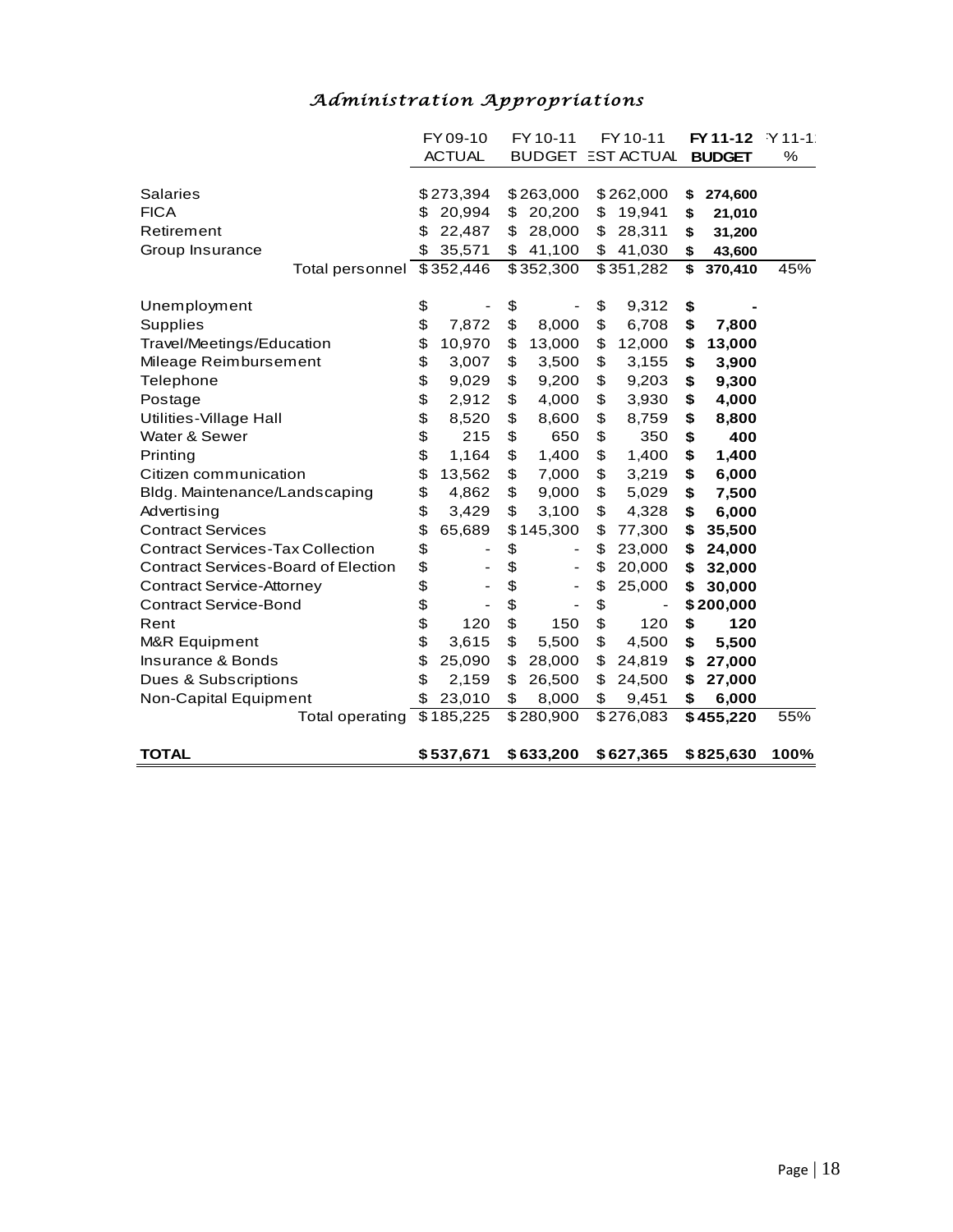# *Administration Appropriations*

| | FY 09-10 ACTUAL | FY 10-11 BUDGET | FY 10-11 EST ACTUAL | **FY 11-12 BUDGET** | FY 11-12 % |
|---|---|---|---|---|---|
| Salaries | $273,394 | $263,000 | $262,000 | **$ 274,600** | |
| FICA | $ 20,994 | $ 20,200 | $ 19,941 | **$ 21,010** | |
| Retirement | $ 22,487 | $ 28,000 | $ 28,311 | **$ 31,200** | |
| Group Insurance | $ 35,571 | $ 41,100 | $ 41,030 | **$ 43,600** | |
| Total personnel | $352,446 | $352,300 | $351,282 | **$ 370,410** | 45% |
| | | | | | |
| Unemployment | $ - | $ - | $ 9,312 | **$ -** | |
| Supplies | $ 7,872 | $ 8,000 | $ 6,708 | **$ 7,800** | |
| Travel/Meetings/Education | $ 10,970 | $ 13,000 | $ 12,000 | **$ 13,000** | |
| Mileage Reimbursement | $ 3,007 | $ 3,500 | $ 3,155 | **$ 3,900** | |
| Telephone | $ 9,029 | $ 9,200 | $ 9,203 | **$ 9,300** | |
| Postage | $ 2,912 | $ 4,000 | $ 3,930 | **$ 4,000** | |
| Utilities-Village Hall | $ 8,520 | $ 8,600 | $ 8,759 | **$ 8,800** | |
| Water & Sewer | $ 215 | $ 650 | $ 350 | **$ 400** | |
| Printing | $ 1,164 | $ 1,400 | $ 1,400 | **$ 1,400** | |
| Citizen communication | $ 13,562 | $ 7,000 | $ 3,219 | **$ 6,000** | |
| Bldg. Maintenance/Landscaping | $ 4,862 | $ 9,000 | $ 5,029 | **$ 7,500** | |
| Advertising | $ 3,429 | $ 3,100 | $ 4,328 | **$ 6,000** | |
| Contract Services | $ 65,689 | $145,300 | $ 77,300 | **$ 35,500** | |
| Contract Services-Tax Collection | $ - | $ - | $ 23,000 | **$ 24,000** | |
| Contract Services-Board of Election | $ - | $ - | $ 20,000 | **$ 32,000** | |
| Contract Service-Attorney | $ - | $ - | $ 25,000 | **$ 30,000** | |
| Contract Service-Bond | $ - | $ - | $ - | **$200,000** | |
| Rent | $ 120 | $ 150 | $ 120 | **$ 120** | |
| M&R Equipment | $ 3,615 | $ 5,500 | $ 4,500 | **$ 5,500** | |
| Insurance & Bonds | $ 25,090 | $ 28,000 | $ 24,819 | **$ 27,000** | |
| Dues & Subscriptions | $ 2,159 | $ 26,500 | $ 24,500 | **$ 27,000** | |
| Non-Capital Equipment | $ 23,010 | $ 8,000 | $ 9,451 | **$ 6,000** | |
| Total operating | $185,225 | $280,900 | $276,083 | **$455,220** | 55% |
| | | | | | |
| **TOTAL** | **$537,671** | **$633,200** | **$627,365** | **$825,630** | **100%** |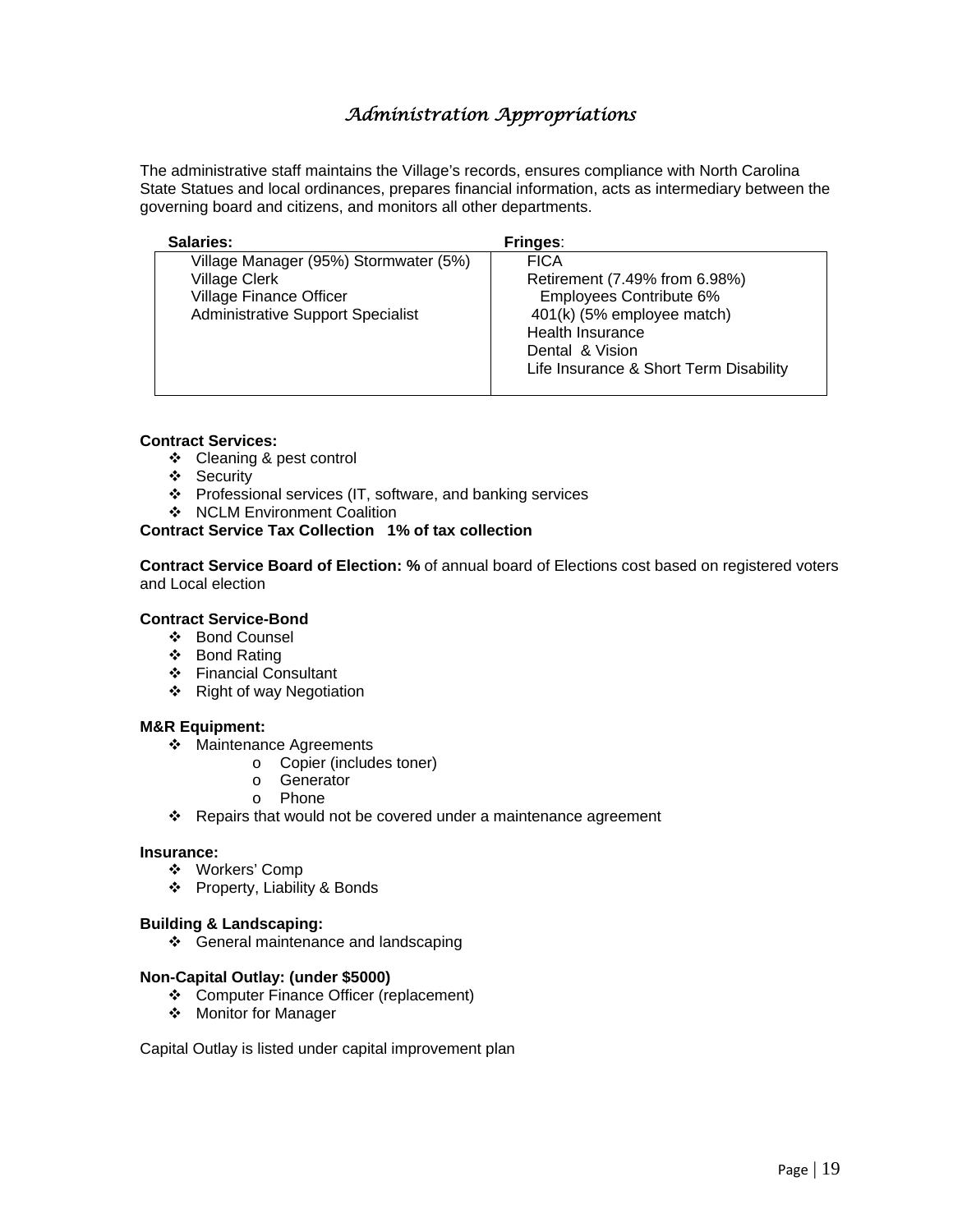# *Administration Appropriations*

The administrative staff maintains the Village's records, ensures compliance with North Carolina State Statues and local ordinances, prepares financial information, acts as intermediary between the governing board and citizens, and monitors all other departments.

| **Salaries:** | **Fringes**: |
|---|---|
| Village Manager (95%) Stormwater (5%)<br>Village Clerk<br>Village Finance Officer<br>Administrative Support Specialist | FICA<br>Retirement (7.49% from 6.98%)<br>Employees Contribute 6%<br>401(k) (5% employee match)<br>Health Insurance<br>Dental & Vision<br>Life Insurance & Short Term Disability |

**Contract Services:**
- ❖ Cleaning & pest control
- ❖ Security
- ❖ Professional services (IT, software, and banking services
- ❖ NCLM Environment Coalition

**Contract Service Tax Collection 1% of tax collection**

**Contract Service Board of Election: %** of annual board of Elections cost based on registered voters and Local election

**Contract Service-Bond**
- ❖ Bond Counsel
- ❖ Bond Rating
- ❖ Financial Consultant
- ❖ Right of way Negotiation

**M&R Equipment:**
- ❖ Maintenance Agreements
  - o Copier (includes toner)
  - o Generator
  - o Phone
- ❖ Repairs that would not be covered under a maintenance agreement

**Insurance:**
- ❖ Workers' Comp
- ❖ Property, Liability & Bonds

**Building & Landscaping:**
- ❖ General maintenance and landscaping

**Non-Capital Outlay: (under $5000)**
- ❖ Computer Finance Officer (replacement)
- ❖ Monitor for Manager

Capital Outlay is listed under capital improvement plan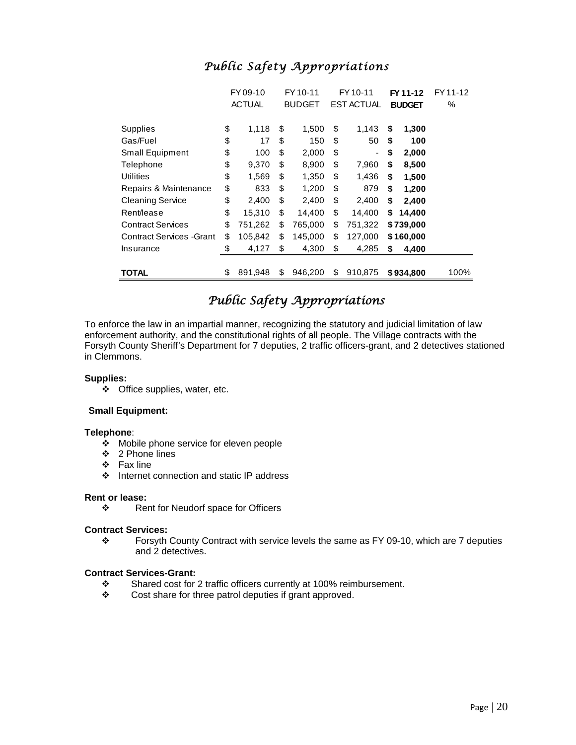# *Public Safety Appropriations*

| | FY 09-10 ACTUAL | FY 10-11 BUDGET | FY 10-11 EST ACTUAL | **FY 11-12 BUDGET** | FY 11-12 % |
|---|---|---|---|---|---|
| Supplies | $ 1,118 | $ 1,500 | $ 1,143 | **$ 1,300** | |
| Gas/Fuel | $ 17 | $ 150 | $ 50 | **$ 100** | |
| Small Equipment | $ 100 | $ 2,000 | $ - | **$ 2,000** | |
| Telephone | $ 9,370 | $ 8,900 | $ 7,960 | **$ 8,500** | |
| Utilities | $ 1,569 | $ 1,350 | $ 1,436 | **$ 1,500** | |
| Repairs & Maintenance | $ 833 | $ 1,200 | $ 879 | **$ 1,200** | |
| Cleaning Service | $ 2,400 | $ 2,400 | $ 2,400 | **$ 2,400** | |
| Rent/lease | $ 15,310 | $ 14,400 | $ 14,400 | **$ 14,400** | |
| Contract Services | $ 751,262 | $ 765,000 | $ 751,322 | **$ 739,000** | |
| Contract Services -Grant | $ 105,842 | $ 145,000 | $ 127,000 | **$ 160,000** | |
| Insurance | $ 4,127 | $ 4,300 | $ 4,285 | **$ 4,400** | |
| **TOTAL** | $ 891,948 | $ 946,200 | $ 910,875 | **$ 934,800** | 100% |

# *Public Safety Appropriations*

To enforce the law in an impartial manner, recognizing the statutory and judicial limitation of law enforcement authority, and the constitutional rights of all people. The Village contracts with the Forsyth County Sheriff's Department for 7 deputies, 2 traffic officers-grant, and 2 detectives stationed in Clemmons.

**Supplies:**

- Office supplies, water, etc.

**Small Equipment:**

**Telephone**:

- Mobile phone service for eleven people
- 2 Phone lines
- Fax line
- Internet connection and static IP address

**Rent or lease:**

- Rent for Neudorf space for Officers

**Contract Services:**

- Forsyth County Contract with service levels the same as FY 09-10, which are 7 deputies and 2 detectives.

**Contract Services-Grant:**

- Shared cost for 2 traffic officers currently at 100% reimbursement.
- Cost share for three patrol deputies if grant approved.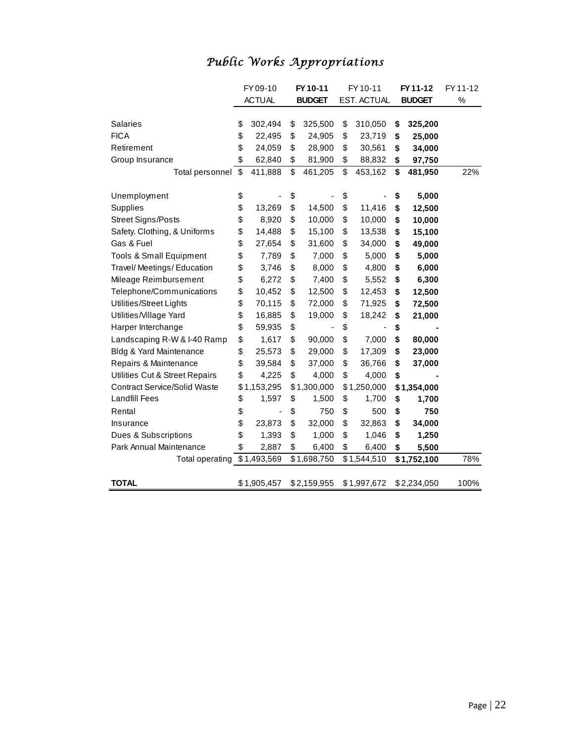# *Public Works Appropriations*

| | FY 09-10 ACTUAL | **FY 10-11 BUDGET** | FY 10-11 EST. ACTUAL | **FY 11-12 BUDGET** | FY 11-12 % |
|---|---|---|---|---|---|
| Salaries | $ 302,494 | $ 325,500 | $ 310,050 | **$ 325,200** | |
| FICA | $ 22,495 | $ 24,905 | $ 23,719 | **$ 25,000** | |
| Retirement | $ 24,059 | $ 28,900 | $ 30,561 | **$ 34,000** | |
| Group Insurance | $ 62,840 | $ 81,900 | $ 88,832 | **$ 97,750** | |
| Total personnel | $ 411,888 | $ 461,205 | $ 453,162 | **$ 481,950** | 22% |
| | | | | | |
| Unemployment | $ - | $ - | $ - | **$ 5,000** | |
| Supplies | $ 13,269 | $ 14,500 | $ 11,416 | **$ 12,500** | |
| Street Signs/Posts | $ 8,920 | $ 10,000 | $ 10,000 | **$ 10,000** | |
| Safety. Clothing, & Uniforms | $ 14,488 | $ 15,100 | $ 13,538 | **$ 15,100** | |
| Gas & Fuel | $ 27,654 | $ 31,600 | $ 34,000 | **$ 49,000** | |
| Tools & Small Equipment | $ 7,789 | $ 7,000 | $ 5,000 | **$ 5,000** | |
| Travel/ Meetings/ Education | $ 3,746 | $ 8,000 | $ 4,800 | **$ 6,000** | |
| Mileage Reimbursement | $ 6,272 | $ 7,400 | $ 5,552 | **$ 6,300** | |
| Telephone/Communications | $ 10,452 | $ 12,500 | $ 12,453 | **$ 12,500** | |
| Utilities/Street Lights | $ 70,115 | $ 72,000 | $ 71,925 | **$ 72,500** | |
| Utilities/Village Yard | $ 16,885 | $ 19,000 | $ 18,242 | **$ 21,000** | |
| Harper Interchange | $ 59,935 | $ - | $ - | **$ -** | |
| Landscaping R-W & I-40 Ramp | $ 1,617 | $ 90,000 | $ 7,000 | **$ 80,000** | |
| Bldg & Yard Maintenance | $ 25,573 | $ 29,000 | $ 17,309 | **$ 23,000** | |
| Repairs & Maintenance | $ 39,584 | $ 37,000 | $ 36,766 | **$ 37,000** | |
| Utilities Cut & Street Repairs | $ 4,225 | $ 4,000 | $ 4,000 | **$ -** | |
| Contract Service/Solid Waste | $ 1,153,295 | $ 1,300,000 | $ 1,250,000 | **$ 1,354,000** | |
| Landfill Fees | $ 1,597 | $ 1,500 | $ 1,700 | **$ 1,700** | |
| Rental | $ - | $ 750 | $ 500 | **$ 750** | |
| Insurance | $ 23,873 | $ 32,000 | $ 32,863 | **$ 34,000** | |
| Dues & Subscriptions | $ 1,393 | $ 1,000 | $ 1,046 | **$ 1,250** | |
| Park Annual Maintenance | $ 2,887 | $ 6,400 | $ 6,400 | **$ 5,500** | |
| Total operating | $ 1,493,569 | $ 1,698,750 | $ 1,544,510 | **$ 1,752,100** | 78% |
| | | | | | |
| **TOTAL** | $ 1,905,457 | $ 2,159,955 | $ 1,997,672 | $ 2,234,050 | 100% |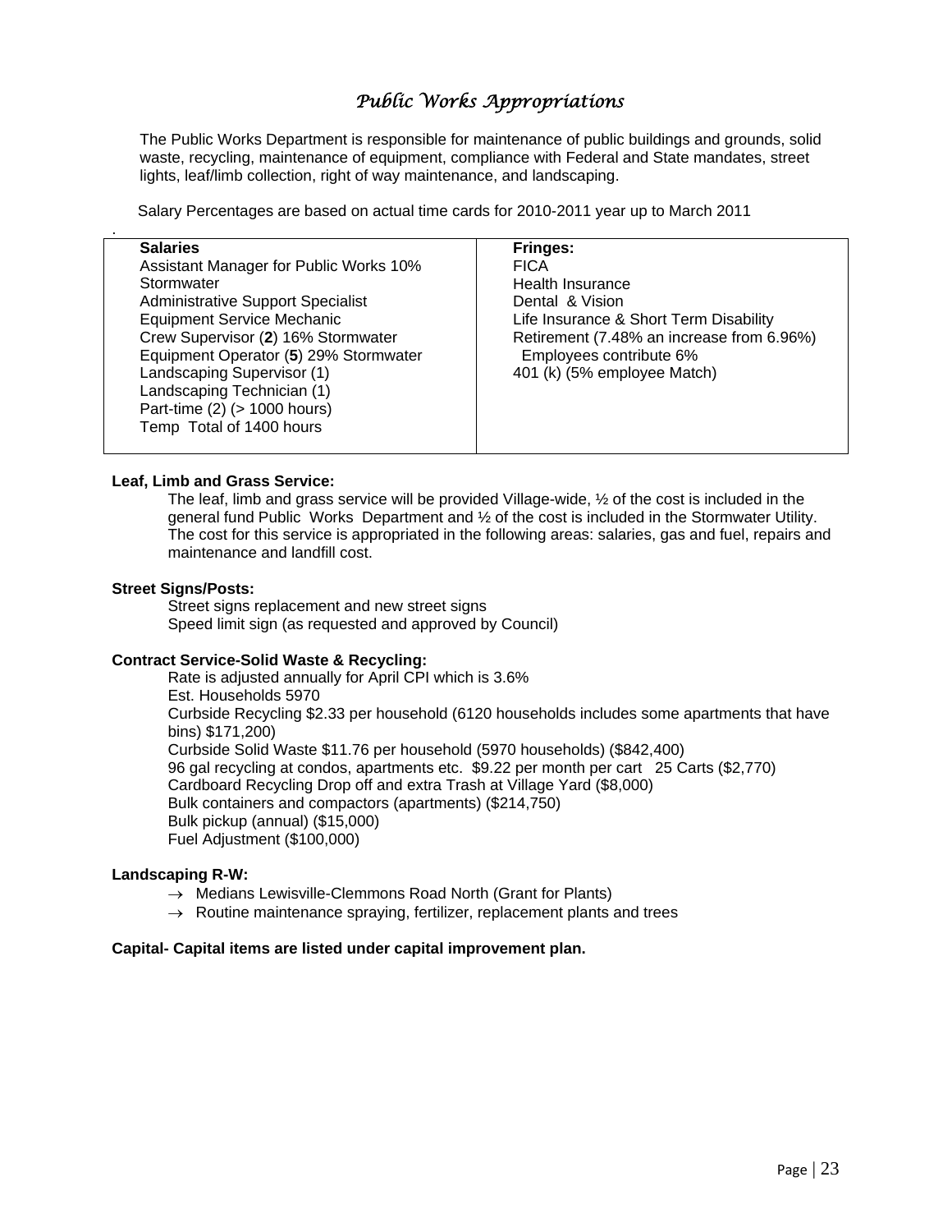# *Public Works Appropriations*

The Public Works Department is responsible for maintenance of public buildings and grounds, solid waste, recycling, maintenance of equipment, compliance with Federal and State mandates, street lights, leaf/limb collection, right of way maintenance, and landscaping.

Salary Percentages are based on actual time cards for 2010-2011 year up to March 2011

| **Salaries** | **Fringes:** |
|---|---|
| Assistant Manager for Public Works 10% Stormwater | FICA |
| Administrative Support Specialist | Health Insurance |
| Equipment Service Mechanic | Dental & Vision |
| Crew Supervisor (**2**) 16% Stormwater | Life Insurance & Short Term Disability |
| Equipment Operator (**5**) 29% Stormwater | Retirement (7.48% an increase from 6.96%) Employees contribute 6% |
| Landscaping Supervisor (1) | 401 (k) (5% employee Match) |
| Landscaping Technician (1) | |
| Part-time (2) (> 1000 hours) | |
| Temp Total of 1400 hours | |

**Leaf, Limb and Grass Service:**

The leaf, limb and grass service will be provided Village-wide, ½ of the cost is included in the general fund Public Works Department and ½ of the cost is included in the Stormwater Utility. The cost for this service is appropriated in the following areas: salaries, gas and fuel, repairs and maintenance and landfill cost.

**Street Signs/Posts:**

Street signs replacement and new street signs
Speed limit sign (as requested and approved by Council)

**Contract Service-Solid Waste & Recycling:**

Rate is adjusted annually for April CPI which is 3.6%
Est. Households 5970
Curbside Recycling $2.33 per household (6120 households includes some apartments that have bins) $171,200)
Curbside Solid Waste $11.76 per household (5970 households) ($842,400)
96 gal recycling at condos, apartments etc. $9.22 per month per cart 25 Carts ($2,770)
Cardboard Recycling Drop off and extra Trash at Village Yard ($8,000)
Bulk containers and compactors (apartments) ($214,750)
Bulk pickup (annual) ($15,000)
Fuel Adjustment ($100,000)

**Landscaping R-W:**

- → Medians Lewisville-Clemmons Road North (Grant for Plants)
- → Routine maintenance spraying, fertilizer, replacement plants and trees

**Capital- Capital items are listed under capital improvement plan.**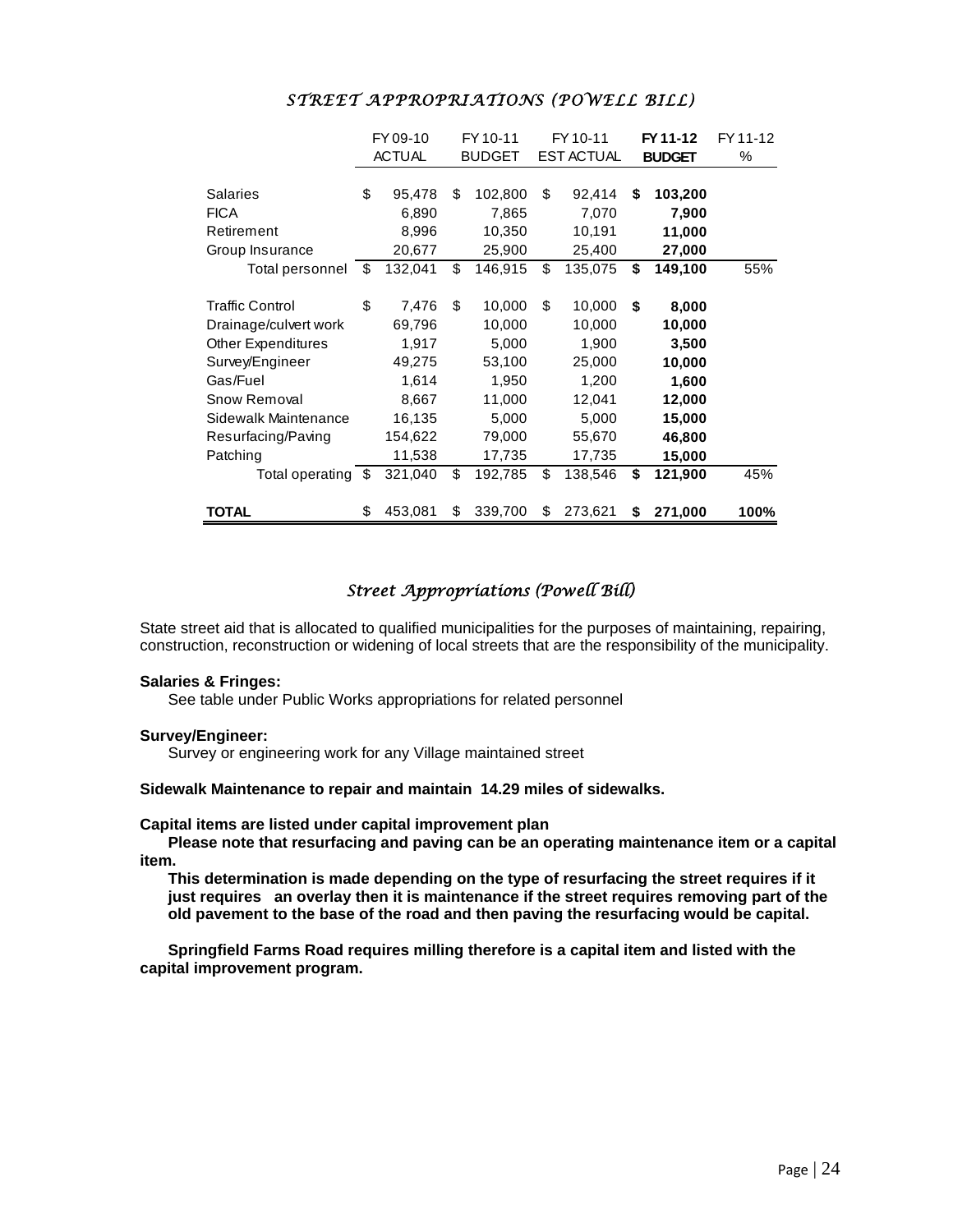# *STREET APPROPRIATIONS (POWELL BILL)*

| | FY 09-10 ACTUAL | FY 10-11 BUDGET | FY 10-11 EST ACTUAL | **FY 11-12 BUDGET** | FY 11-12 % |
|---|---|---|---|---|---|
| Salaries | $ 95,478 | $ 102,800 | $ 92,414 | **$ 103,200** | |
| FICA | 6,890 | 7,865 | 7,070 | **7,900** | |
| Retirement | 8,996 | 10,350 | 10,191 | **11,000** | |
| Group Insurance | 20,677 | 25,900 | 25,400 | **27,000** | |
| Total personnel | $ 132,041 | $ 146,915 | $ 135,075 | **$ 149,100** | 55% |
| Traffic Control | $ 7,476 | $ 10,000 | $ 10,000 | **$ 8,000** | |
| Drainage/culvert work | 69,796 | 10,000 | 10,000 | **10,000** | |
| Other Expenditures | 1,917 | 5,000 | 1,900 | **3,500** | |
| Survey/Engineer | 49,275 | 53,100 | 25,000 | **10,000** | |
| Gas/Fuel | 1,614 | 1,950 | 1,200 | **1,600** | |
| Snow Removal | 8,667 | 11,000 | 12,041 | **12,000** | |
| Sidewalk Maintenance | 16,135 | 5,000 | 5,000 | **15,000** | |
| Resurfacing/Paving | 154,622 | 79,000 | 55,670 | **46,800** | |
| Patching | 11,538 | 17,735 | 17,735 | **15,000** | |
| Total operating | $ 321,040 | $ 192,785 | $ 138,546 | **$ 121,900** | 45% |
| **TOTAL** | $ 453,081 | $ 339,700 | $ 273,621 | **$ 271,000** | **100%** |

## *Street Appropriations (Powell Bill)*

State street aid that is allocated to qualified municipalities for the purposes of maintaining, repairing, construction, reconstruction or widening of local streets that are the responsibility of the municipality.

**Salaries & Fringes:**

See table under Public Works appropriations for related personnel

**Survey/Engineer:**

Survey or engineering work for any Village maintained street

**Sidewalk Maintenance to repair and maintain 14.29 miles of sidewalks.**

**Capital items are listed under capital improvement plan**

**Please note that resurfacing and paving can be an operating maintenance item or a capital item.**

**This determination is made depending on the type of resurfacing the street requires if it just requires an overlay then it is maintenance if the street requires removing part of the old pavement to the base of the road and then paving the resurfacing would be capital.**

**Springfield Farms Road requires milling therefore is a capital item and listed with the capital improvement program.**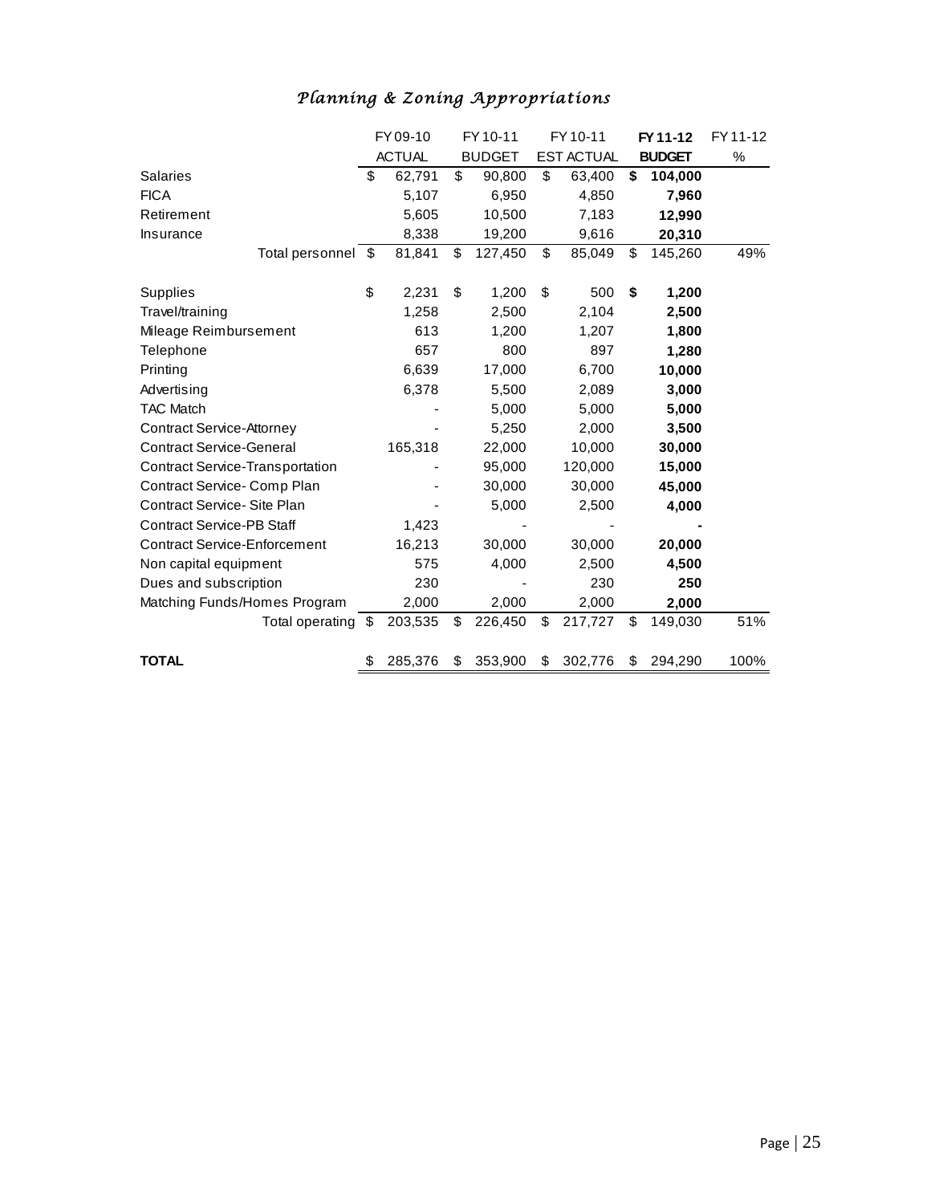## *Planning & Zoning Appropriations*

| | FY 09-10 ACTUAL | FY 10-11 BUDGET | FY 10-11 EST ACTUAL | **FY 11-12 BUDGET** | FY 11-12 % |
|---|---|---|---|---|---|
| Salaries | $ 62,791 | $ 90,800 | $ 63,400 | **$ 104,000** | |
| FICA | 5,107 | 6,950 | 4,850 | **7,960** | |
| Retirement | 5,605 | 10,500 | 7,183 | **12,990** | |
| Insurance | 8,338 | 19,200 | 9,616 | **20,310** | |
| Total personnel | $ 81,841 | $ 127,450 | $ 85,049 | $ 145,260 | 49% |
| | | | | | |
| Supplies | $ 2,231 | $ 1,200 | $ 500 | **$ 1,200** | |
| Travel/training | 1,258 | 2,500 | 2,104 | **2,500** | |
| Mileage Reimbursement | 613 | 1,200 | 1,207 | **1,800** | |
| Telephone | 657 | 800 | 897 | **1,280** | |
| Printing | 6,639 | 17,000 | 6,700 | **10,000** | |
| Advertising | 6,378 | 5,500 | 2,089 | **3,000** | |
| TAC Match | - | 5,000 | 5,000 | **5,000** | |
| Contract Service-Attorney | - | 5,250 | 2,000 | **3,500** | |
| Contract Service-General | 165,318 | 22,000 | 10,000 | **30,000** | |
| Contract Service-Transportation | - | 95,000 | 120,000 | **15,000** | |
| Contract Service- Comp Plan | - | 30,000 | 30,000 | **45,000** | |
| Contract Service- Site Plan | - | 5,000 | 2,500 | **4,000** | |
| Contract Service-PB Staff | 1,423 | - | - | **-** | |
| Contract Service-Enforcement | 16,213 | 30,000 | 30,000 | **20,000** | |
| Non capital equipment | 575 | 4,000 | 2,500 | **4,500** | |
| Dues and subscription | 230 | - | 230 | **250** | |
| Matching Funds/Homes Program | 2,000 | 2,000 | 2,000 | **2,000** | |
| Total operating | $ 203,535 | $ 226,450 | $ 217,727 | $ 149,030 | 51% |
| | | | | | |
| **TOTAL** | $ 285,376 | $ 353,900 | $ 302,776 | $ 294,290 | 100% |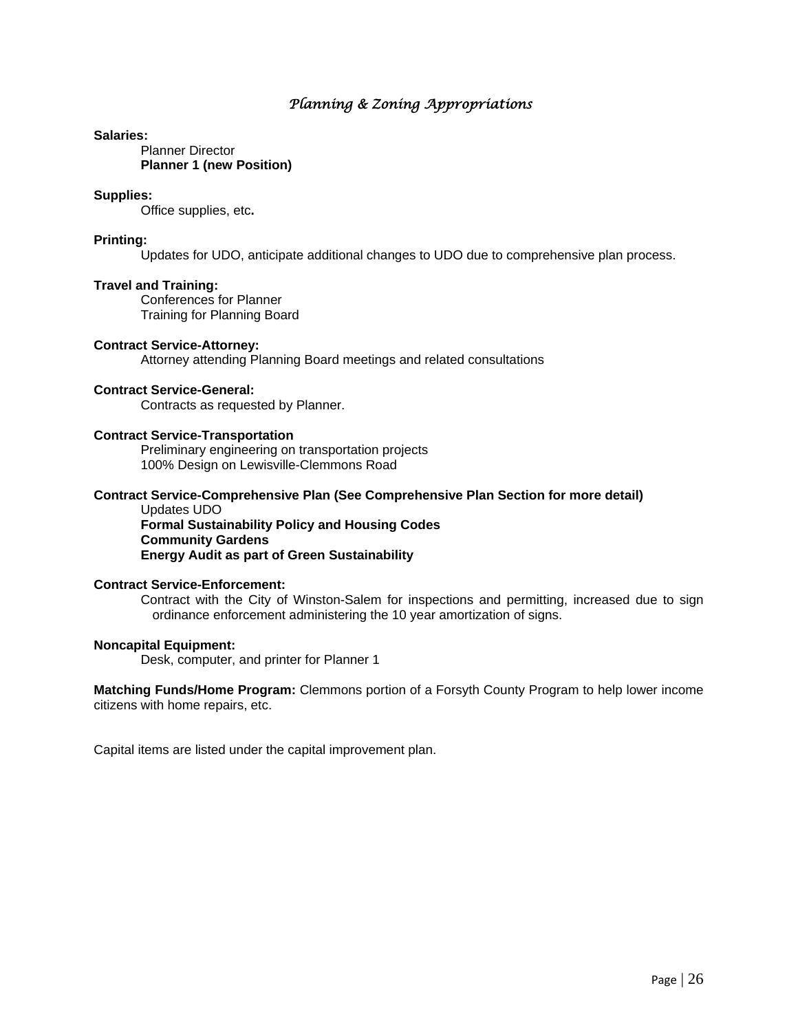# *Planning & Zoning Appropriations*

**Salaries:**

Planner Director
**Planner 1 (new Position)**

**Supplies:**

Office supplies, etc**.**

**Printing:**

Updates for UDO, anticipate additional changes to UDO due to comprehensive plan process.

**Travel and Training:**

Conferences for Planner
Training for Planning Board

**Contract Service-Attorney:**

Attorney attending Planning Board meetings and related consultations

**Contract Service-General:**

Contracts as requested by Planner.

**Contract Service-Transportation**

Preliminary engineering on transportation projects
100% Design on Lewisville-Clemmons Road

**Contract Service-Comprehensive Plan (See Comprehensive Plan Section for more detail)**

Updates UDO
**Formal Sustainability Policy and Housing Codes**
**Community Gardens**
**Energy Audit as part of Green Sustainability**

**Contract Service-Enforcement:**

Contract with the City of Winston-Salem for inspections and permitting, increased due to sign ordinance enforcement administering the 10 year amortization of signs.

**Noncapital Equipment:**

Desk, computer, and printer for Planner 1

**Matching Funds/Home Program:** Clemmons portion of a Forsyth County Program to help lower income citizens with home repairs, etc.

Capital items are listed under the capital improvement plan.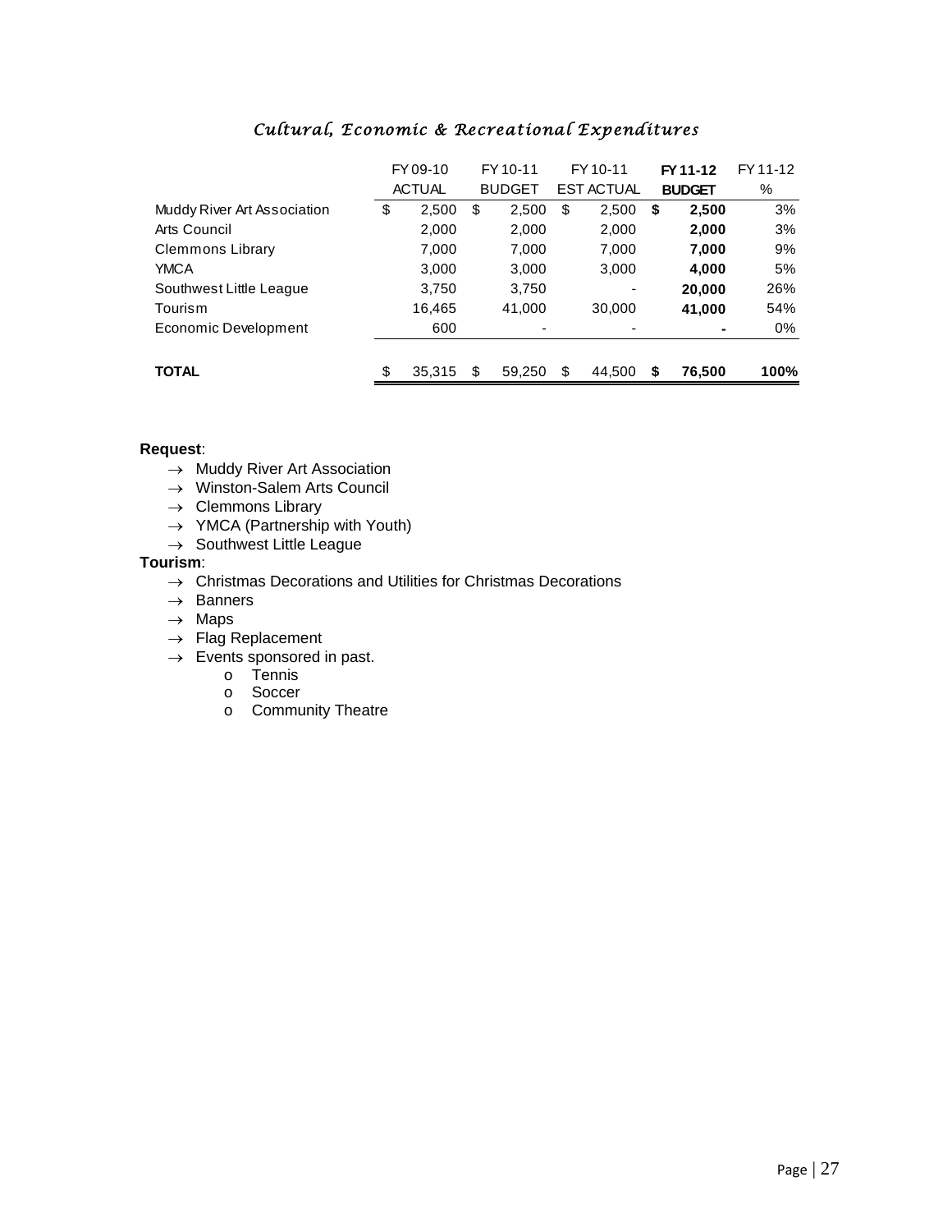## *Cultural, Economic & Recreational Expenditures*

| | FY 09-10 ACTUAL | FY 10-11 BUDGET | FY 10-11 EST ACTUAL | **FY 11-12 BUDGET** | FY 11-12 % |
|---|---|---|---|---|---|
| Muddy River Art Association | $ 2,500 | $ 2,500 | $ 2,500 | **$ 2,500** | 3% |
| Arts Council | 2,000 | 2,000 | 2,000 | **2,000** | 3% |
| Clemmons Library | 7,000 | 7,000 | 7,000 | **7,000** | 9% |
| YMCA | 3,000 | 3,000 | 3,000 | **4,000** | 5% |
| Southwest Little League | 3,750 | 3,750 | - | **20,000** | 26% |
| Tourism | 16,465 | 41,000 | 30,000 | **41,000** | 54% |
| Economic Development | 600 | - | - | **-** | 0% |
| **TOTAL** | $ 35,315 | $ 59,250 | $ 44,500 | **$ 76,500** | **100%** |

**Request**:

- → Muddy River Art Association
- → Winston-Salem Arts Council
- → Clemmons Library
- → YMCA (Partnership with Youth)
- → Southwest Little League

**Tourism**:

- → Christmas Decorations and Utilities for Christmas Decorations
- → Banners
- → Maps
- → Flag Replacement
- → Events sponsored in past.
    - o Tennis
    - o Soccer
    - o Community Theatre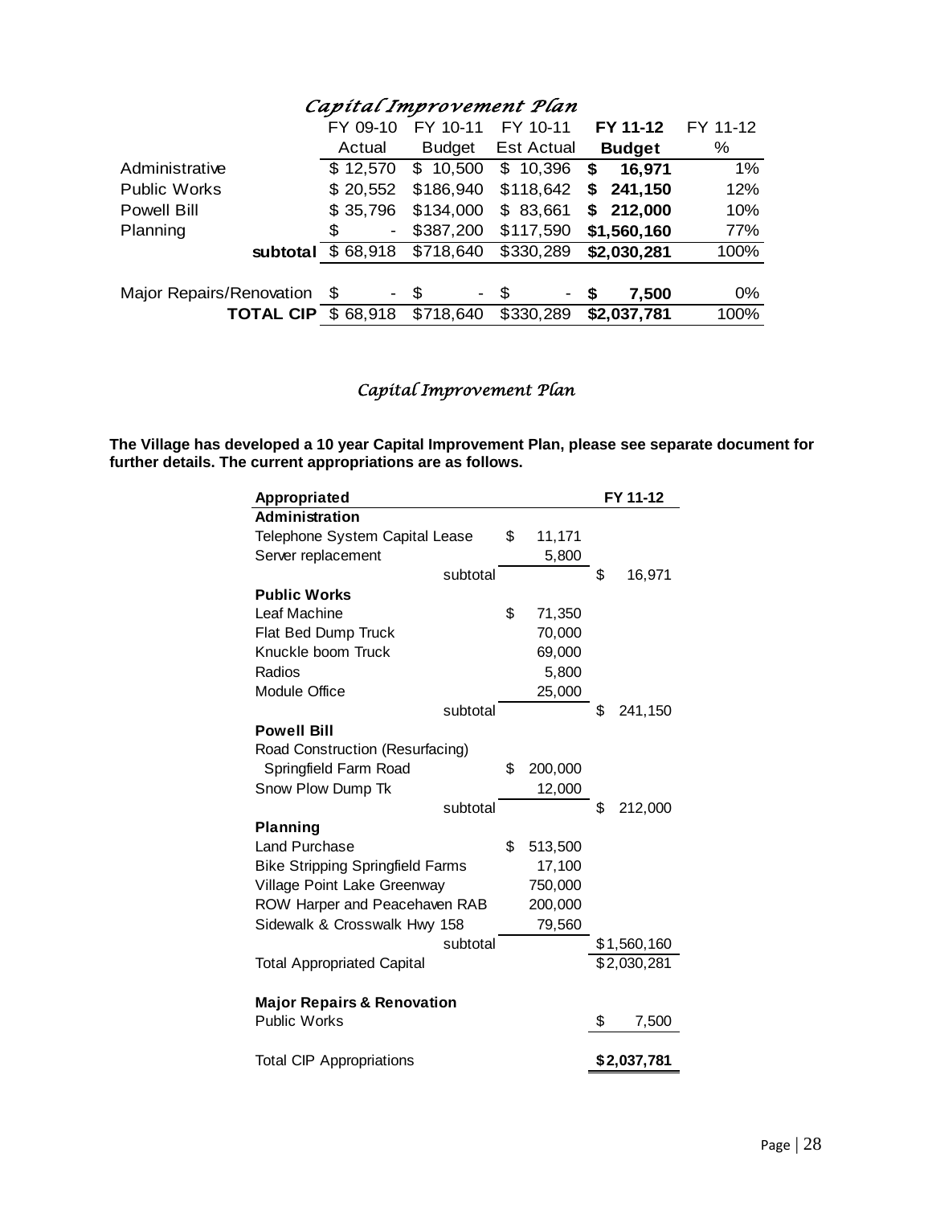## *Capital Improvement Plan*

| | FY 09-10 Actual | FY 10-11 Budget | FY 10-11 Est Actual | **FY 11-12 Budget** | FY 11-12 % |
|---|---|---|---|---|---|
| Administrative | $ 12,570 | $ 10,500 | $ 10,396 | **$ 16,971** | 1% |
| Public Works | $ 20,552 | $186,940 | $118,642 | **$ 241,150** | 12% |
| Powell Bill | $ 35,796 | $134,000 | $ 83,661 | **$ 212,000** | 10% |
| Planning | $ - | $387,200 | $117,590 | **$1,560,160** | 77% |
| **subtotal** | $ 68,918 | $718,640 | $330,289 | **$2,030,281** | 100% |
| | | | | | |
| Major Repairs/Renovation | $ - | $ - | $ - | **$ 7,500** | 0% |
| **TOTAL CIP** | $ 68,918 | $718,640 | $330,289 | **$2,037,781** | 100% |

## *Capital Improvement Plan*

**The Village has developed a 10 year Capital Improvement Plan, please see separate document for further details. The current appropriations are as follows.**

| **Appropriated** | | **FY 11-12** |
|---|---|---|
| **Administration** | | |
| Telephone System Capital Lease | $ 11,171 | |
| Server replacement | 5,800 | |
| subtotal | | $ 16,971 |
| **Public Works** | | |
| Leaf Machine | $ 71,350 | |
| Flat Bed Dump Truck | 70,000 | |
| Knuckle boom Truck | 69,000 | |
| Radios | 5,800 | |
| Module Office | 25,000 | |
| subtotal | | $ 241,150 |
| **Powell Bill** | | |
| Road Construction (Resurfacing) | | |
| Springfield Farm Road | $ 200,000 | |
| Snow Plow Dump Tk | 12,000 | |
| subtotal | | $ 212,000 |
| **Planning** | | |
| Land Purchase | $ 513,500 | |
| Bike Stripping Springfield Farms | 17,100 | |
| Village Point Lake Greenway | 750,000 | |
| ROW Harper and Peacehaven RAB | 200,000 | |
| Sidewalk & Crosswalk Hwy 158 | 79,560 | |
| subtotal | | $1,560,160 |
| Total Appropriated Capital | | $2,030,281 |
| | | |
| **Major Repairs & Renovation** | | |
| Public Works | | $ 7,500 |
| | | |
| Total CIP Appropriations | | **$2,037,781** |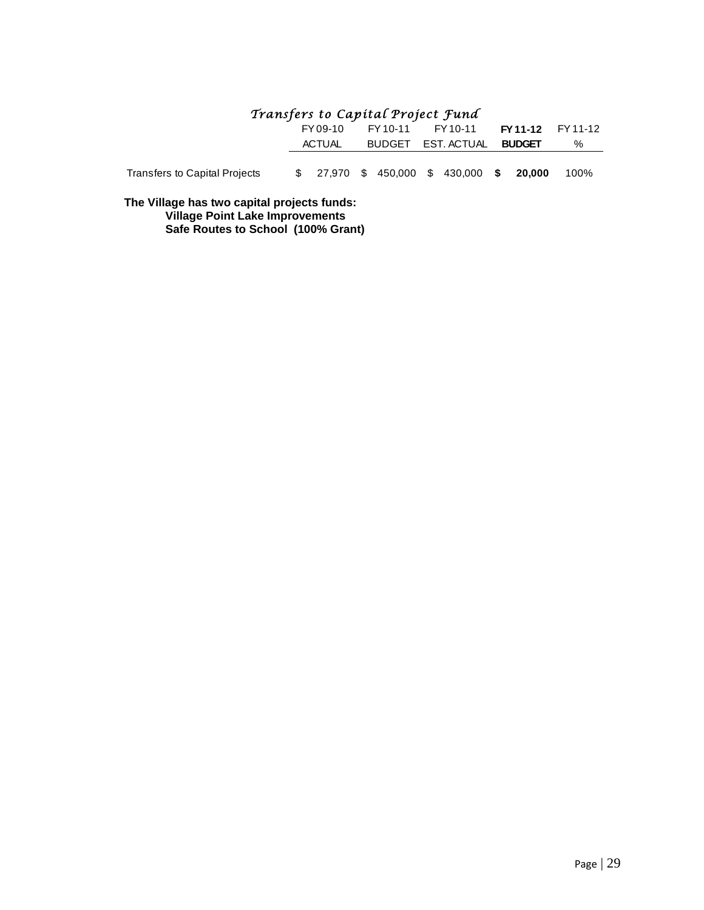## *Transfers to Capital Project Fund*

| | FY 09-10 ACTUAL | FY 10-11 BUDGET | FY 10-11 EST. ACTUAL | **FY 11-12 BUDGET** | FY 11-12 % |
|---|---|---|---|---|---|
| Transfers to Capital Projects | $ 27,970 | $ 450,000 | $ 430,000 | **$ 20,000** | 100% |

**The Village has two capital projects funds:**

**Village Point Lake Improvements**

**Safe Routes to School (100% Grant)**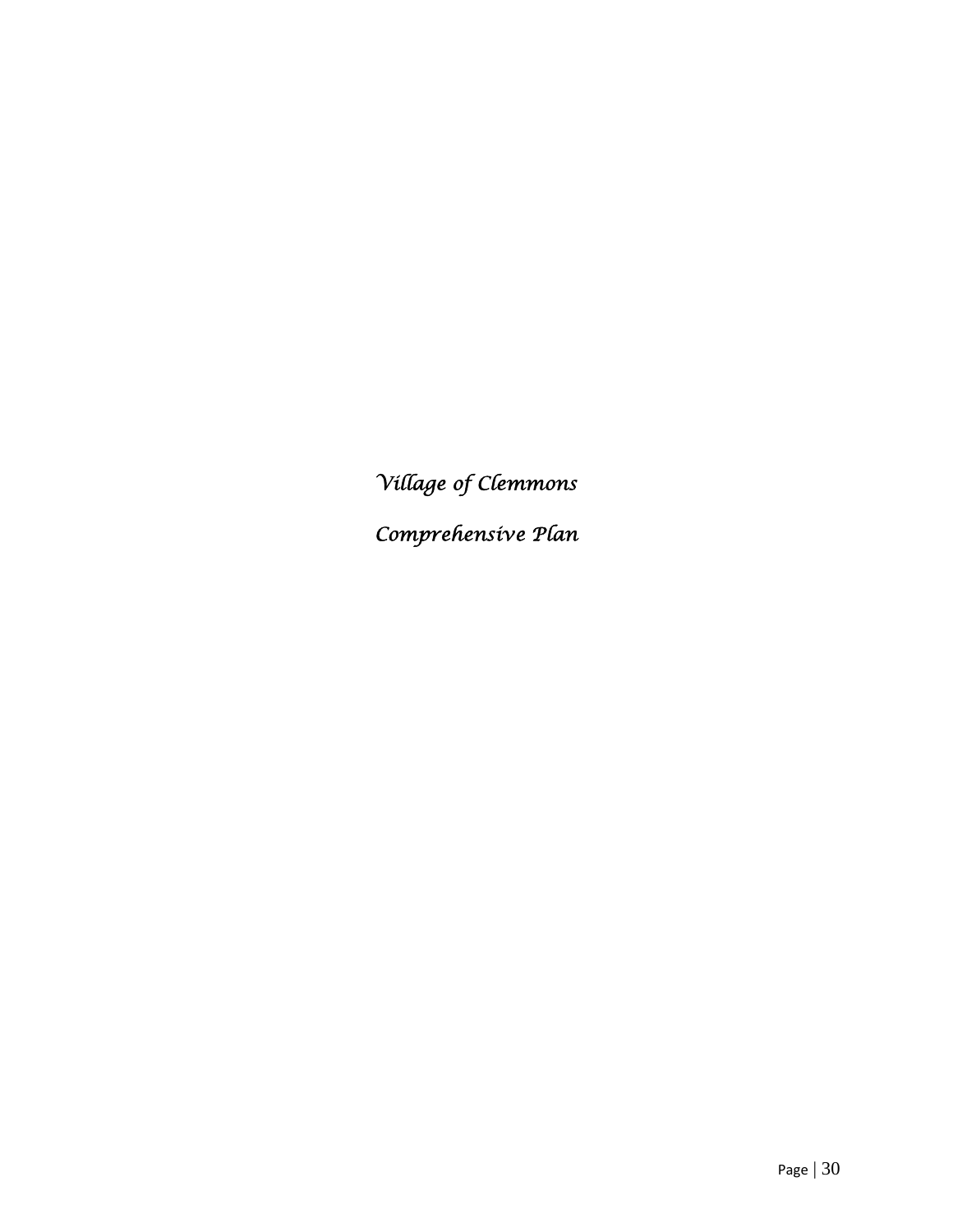*Village of Clemmons*

*Comprehensive Plan*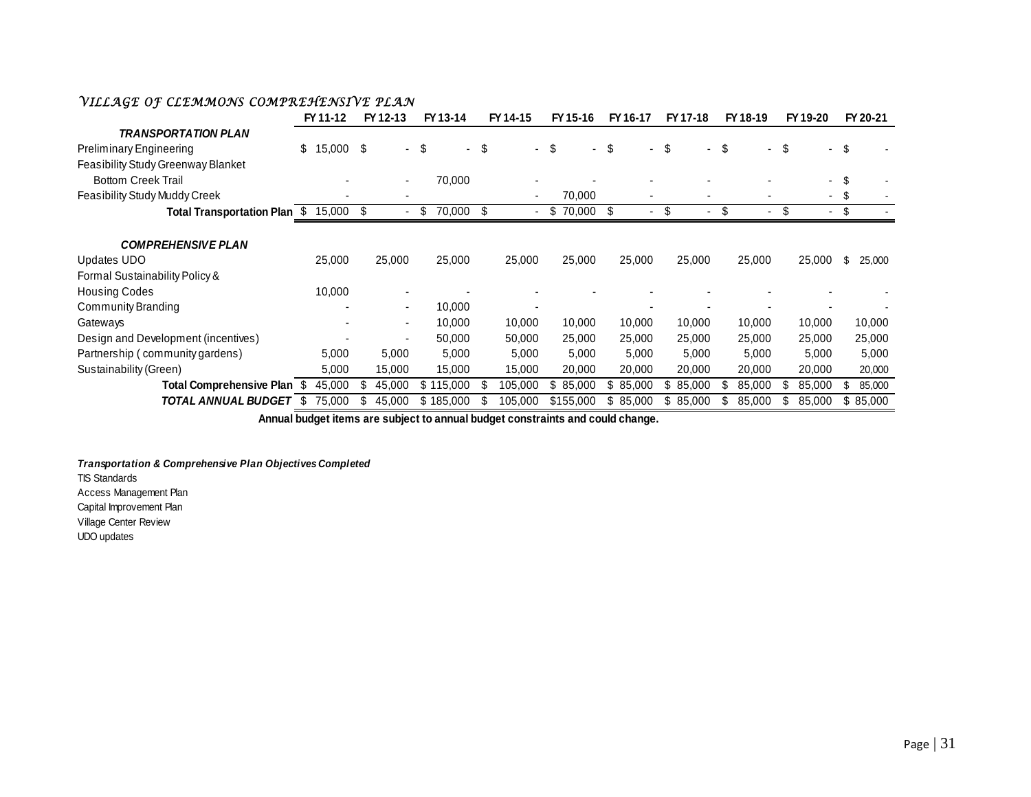### *VILLAGE OF CLEMMONS COMPREHENSIVE PLAN*

| | FY 11-12 | FY 12-13 | FY 13-14 | FY 14-15 | FY 15-16 | FY 16-17 | FY 17-18 | FY 18-19 | FY 19-20 | FY 20-21 |
|---|---|---|---|---|---|---|---|---|---|---|
| ***TRANSPORTATION PLAN*** | | | | | | | | | | |
| Preliminary Engineering | $ 15,000 | $ - | $ - | $ - | $ - | $ - | $ - | $ - | $ - | $ - |
| Feasibility Study Greenway Blanket | | | | | | | | | | |
| Bottom Creek Trail | - | - | 70,000 | - | - | - | - | - | - | $ - |
| Feasibility Study Muddy Creek | - | - | | - | 70,000 | - | - | - | - | $ - |
| **Total Transportation Plan** | $ 15,000 | $ - | $ 70,000 | $ - | $ 70,000 | $ - | $ - | $ - | $ - | $ - |
| ***COMPREHENSIVE PLAN*** | | | | | | | | | | |
| Updates UDO | 25,000 | 25,000 | 25,000 | 25,000 | 25,000 | 25,000 | 25,000 | 25,000 | 25,000 | $ 25,000 |
| Formal Sustainability Policy & | | | | | | | | | | |
| Housing Codes | 10,000 | - | - | - | - | - | - | - | - | - |
| Community Branding | - | - | 10,000 | - | | - | - | - | - | - |
| Gateways | - | - | 10,000 | 10,000 | 10,000 | 10,000 | 10,000 | 10,000 | 10,000 | 10,000 |
| Design and Development (incentives) | - | - | 50,000 | 50,000 | 25,000 | 25,000 | 25,000 | 25,000 | 25,000 | 25,000 |
| Partnership ( community gardens) | 5,000 | 5,000 | 5,000 | 5,000 | 5,000 | 5,000 | 5,000 | 5,000 | 5,000 | 5,000 |
| Sustainability (Green) | 5,000 | 15,000 | 15,000 | 15,000 | 20,000 | 20,000 | 20,000 | 20,000 | 20,000 | 20,000 |
| **Total Comprehensive Plan** | $ 45,000 | $ 45,000 | $ 115,000 | $ 105,000 | $ 85,000 | $ 85,000 | $ 85,000 | $ 85,000 | $ 85,000 | $ 85,000 |
| ***TOTAL ANNUAL BUDGET*** | $ 75,000 | $ 45,000 | $ 185,000 | $ 105,000 | $155,000 | $ 85,000 | $ 85,000 | $ 85,000 | $ 85,000 | $ 85,000 |

**Annual budget items are subject to annual budget constraints and could change.**

***Transportation & Comprehensive Plan Objectives Completed***

TIS Standards
Access Management Plan
Capital Improvement Plan
Village Center Review
UDO updates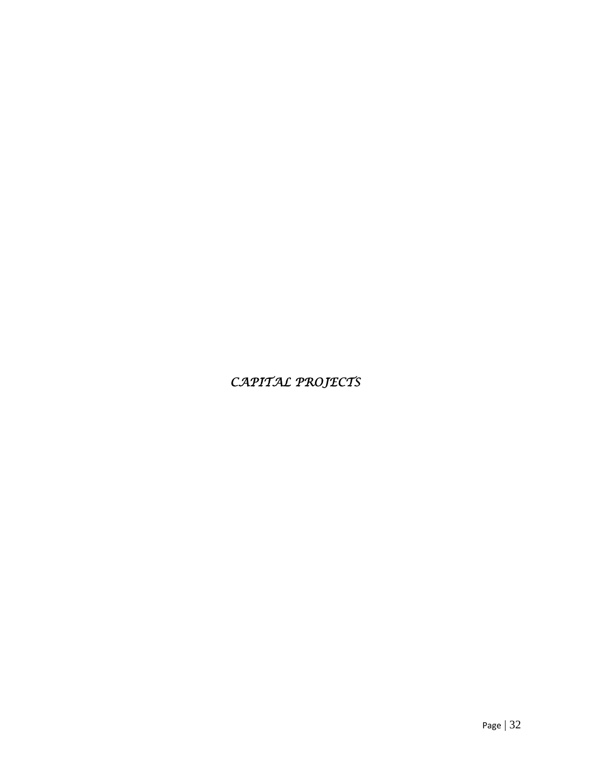# *CAPITAL PROJECTS*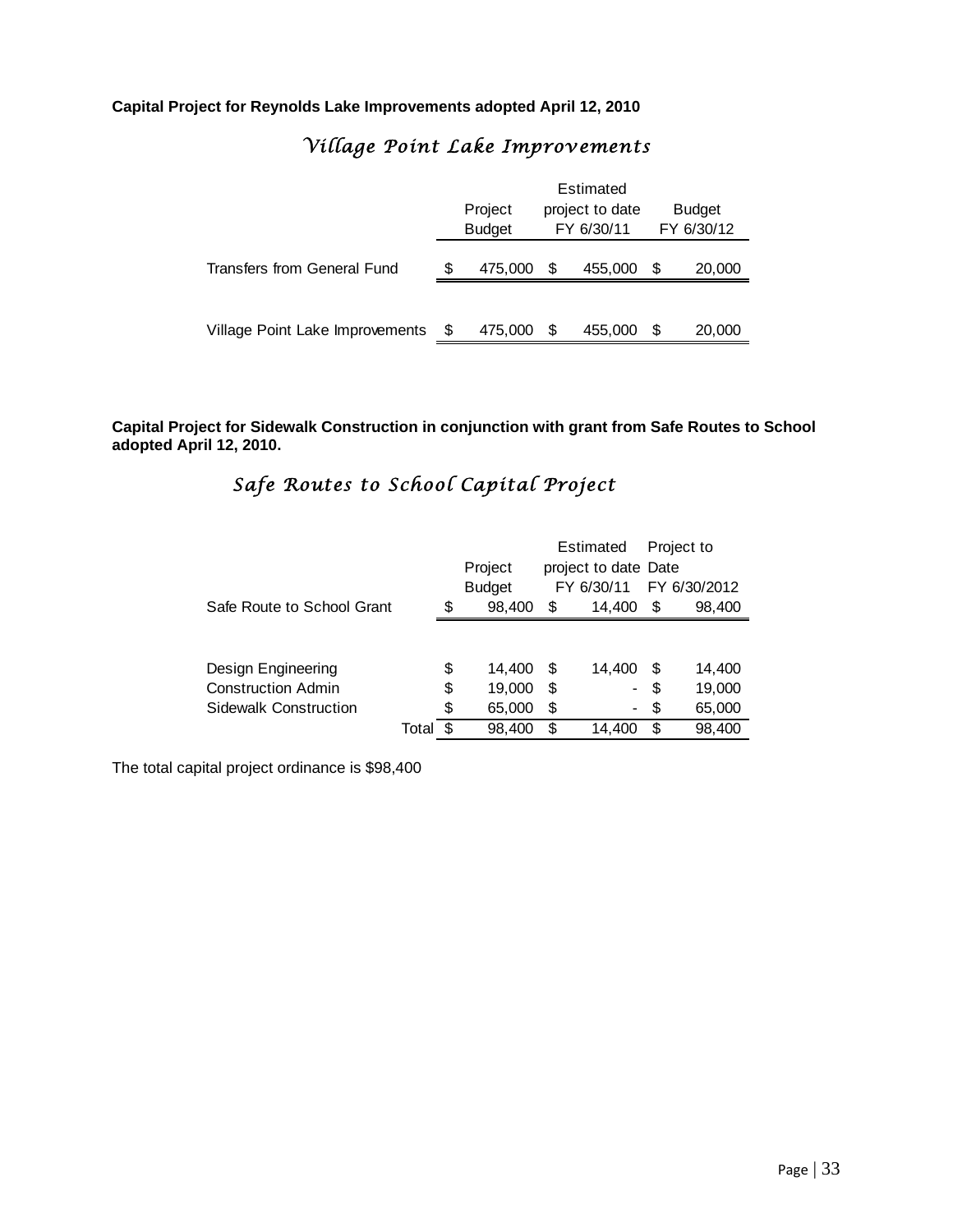**Capital Project for Reynolds Lake Improvements adopted April 12, 2010**

## *Village Point Lake Improvements*

| | Project Budget | Estimated project to date FY 6/30/11 | Budget FY 6/30/12 |
|---|---|---|---|
| Transfers from General Fund | $ 475,000 | $ 455,000 | $ 20,000 |
| Village Point Lake Improvements | $ 475,000 | $ 455,000 | $ 20,000 |

**Capital Project for Sidewalk Construction in conjunction with grant from Safe Routes to School adopted April 12, 2010.**

## *Safe Routes to School Capital Project*

| | Project Budget | Estimated project to date FY 6/30/11 | Project to Date FY 6/30/2012 |
|---|---|---|---|
| Safe Route to School Grant | $ 98,400 | $ 14,400 | $ 98,400 |
| Design Engineering | $ 14,400 | $ 14,400 | $ 14,400 |
| Construction Admin | $ 19,000 | $ - | $ 19,000 |
| Sidewalk Construction | $ 65,000 | $ - | $ 65,000 |
| Total | $ 98,400 | $ 14,400 | $ 98,400 |

The total capital project ordinance is $98,400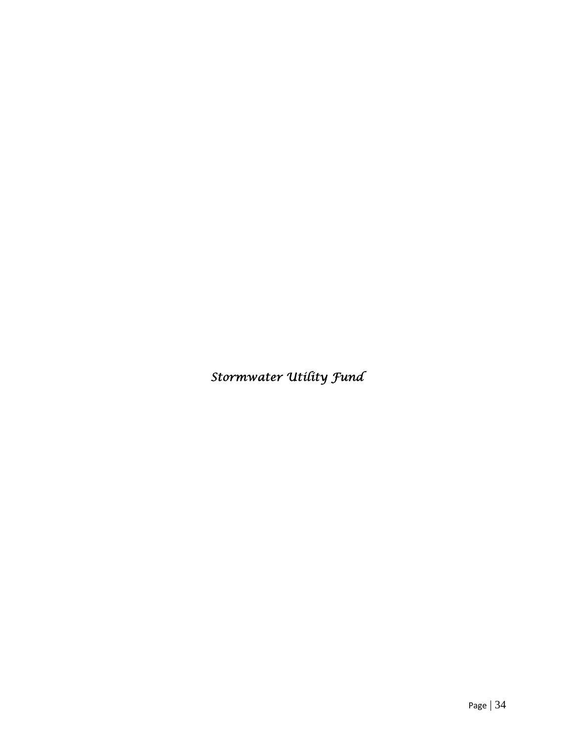*Stormwater Utility Fund*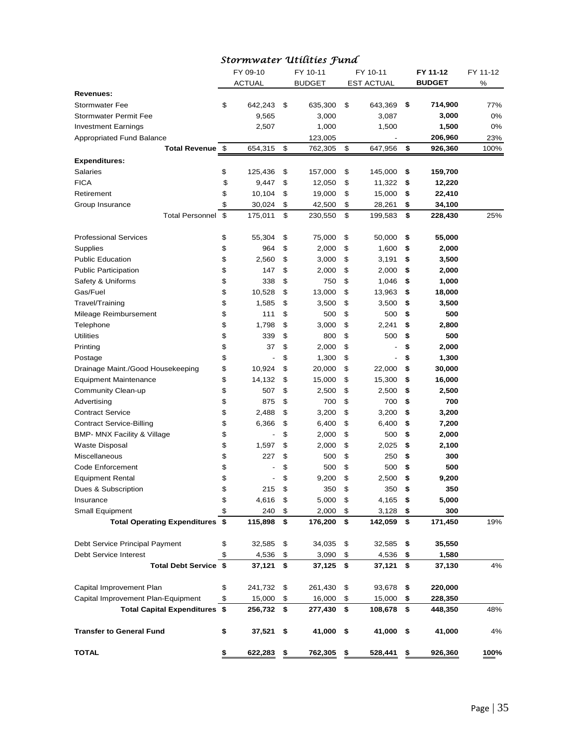## *Stormwater Utilities Fund*

| | FY 09-10 ACTUAL | FY 10-11 BUDGET | FY 10-11 EST ACTUAL | **FY 11-12 BUDGET** | FY 11-12 % |
|---|---|---|---|---|---|
| **Revenues:** | | | | | |
| Stormwater Fee | $ 642,243 | $ 635,300 | $ 643,369 | **$ 714,900** | 77% |
| Stormwater Permit Fee | 9,565 | 3,000 | 3,087 | **3,000** | 0% |
| Investment Earnings | 2,507 | 1,000 | 1,500 | **1,500** | 0% |
| Appropriated Fund Balance | | 123,005 | - | **206,960** | 23% |
| **Total Revenue** | $ 654,315 | $ 762,305 | $ 647,956 | **$ 926,360** | 100% |
| **Expenditures:** | | | | | |
| Salaries | $ 125,436 | $ 157,000 | $ 145,000 | **$ 159,700** | |
| FICA | $ 9,447 | $ 12,050 | $ 11,322 | **$ 12,220** | |
| Retirement | $ 10,104 | $ 19,000 | $ 15,000 | **$ 22,410** | |
| Group Insurance | $ 30,024 | $ 42,500 | $ 28,261 | **$ 34,100** | |
| Total Personnel | $ 175,011 | $ 230,550 | $ 199,583 | **$ 228,430** | 25% |
| | | | | | |
| Professional Services | $ 55,304 | $ 75,000 | $ 50,000 | **$ 55,000** | |
| Supplies | $ 964 | $ 2,000 | $ 1,600 | **$ 2,000** | |
| Public Education | $ 2,560 | $ 3,000 | $ 3,191 | **$ 3,500** | |
| Public Participation | $ 147 | $ 2,000 | $ 2,000 | **$ 2,000** | |
| Safety & Uniforms | $ 338 | $ 750 | $ 1,046 | **$ 1,000** | |
| Gas/Fuel | $ 10,528 | $ 13,000 | $ 13,963 | **$ 18,000** | |
| Travel/Training | $ 1,585 | $ 3,500 | $ 3,500 | **$ 3,500** | |
| Mileage Reimbursement | $ 111 | $ 500 | $ 500 | **$ 500** | |
| Telephone | $ 1,798 | $ 3,000 | $ 2,241 | **$ 2,800** | |
| Utilities | $ 339 | $ 800 | $ 500 | **$ 500** | |
| Printing | $ 37 | $ 2,000 | $ - | **$ 2,000** | |
| Postage | $ - | $ 1,300 | $ - | **$ 1,300** | |
| Drainage Maint./Good Housekeeping | $ 10,924 | $ 20,000 | $ 22,000 | **$ 30,000** | |
| Equipment Maintenance | $ 14,132 | $ 15,000 | $ 15,300 | **$ 16,000** | |
| Community Clean-up | $ 507 | $ 2,500 | $ 2,500 | **$ 2,500** | |
| Advertising | $ 875 | $ 700 | $ 700 | **$ 700** | |
| Contract Service | $ 2,488 | $ 3,200 | $ 3,200 | **$ 3,200** | |
| Contract Service-Billing | $ 6,366 | $ 6,400 | $ 6,400 | **$ 7,200** | |
| BMP- MNX Facility & Village | $ - | $ 2,000 | $ 500 | **$ 2,000** | |
| Waste Disposal | $ 1,597 | $ 2,000 | $ 2,025 | **$ 2,100** | |
| Miscellaneous | $ 227 | $ 500 | $ 250 | **$ 300** | |
| Code Enforcement | $ - | $ 500 | $ 500 | **$ 500** | |
| Equipment Rental | $ - | $ 9,200 | $ 2,500 | **$ 9,200** | |
| Dues & Subscription | $ 215 | $ 350 | $ 350 | **$ 350** | |
| Insurance | $ 4,616 | $ 5,000 | $ 4,165 | **$ 5,000** | |
| Small Equipment | $ 240 | $ 2,000 | $ 3,128 | **$ 300** | |
| **Total Operating Expenditures** | **$ 115,898** | **$ 176,200** | **$ 142,059** | **$ 171,450** | 19% |
| | | | | | |
| Debt Service Principal Payment | $ 32,585 | $ 34,035 | $ 32,585 | **$ 35,550** | |
| Debt Service Interest | $ 4,536 | $ 3,090 | $ 4,536 | **$ 1,580** | |
| **Total Debt Service** | **$ 37,121** | **$ 37,125** | **$ 37,121** | **$ 37,130** | 4% |
| | | | | | |
| Capital Improvement Plan | $ 241,732 | $ 261,430 | $ 93,678 | **$ 220,000** | |
| Capital Improvement Plan-Equipment | $ 15,000 | $ 16,000 | $ 15,000 | **$ 228,350** | |
| **Total Capital Expenditures** | **$ 256,732** | **$ 277,430** | **$ 108,678** | **$ 448,350** | 48% |
| | | | | | |
| **Transfer to General Fund** | **$ 37,521** | **$ 41,000** | **$ 41,000** | **$ 41,000** | 4% |
| | | | | | |
| **TOTAL** | **$ 622,283** | **$ 762,305** | **$ 528,441** | **$ 926,360** | **100%** |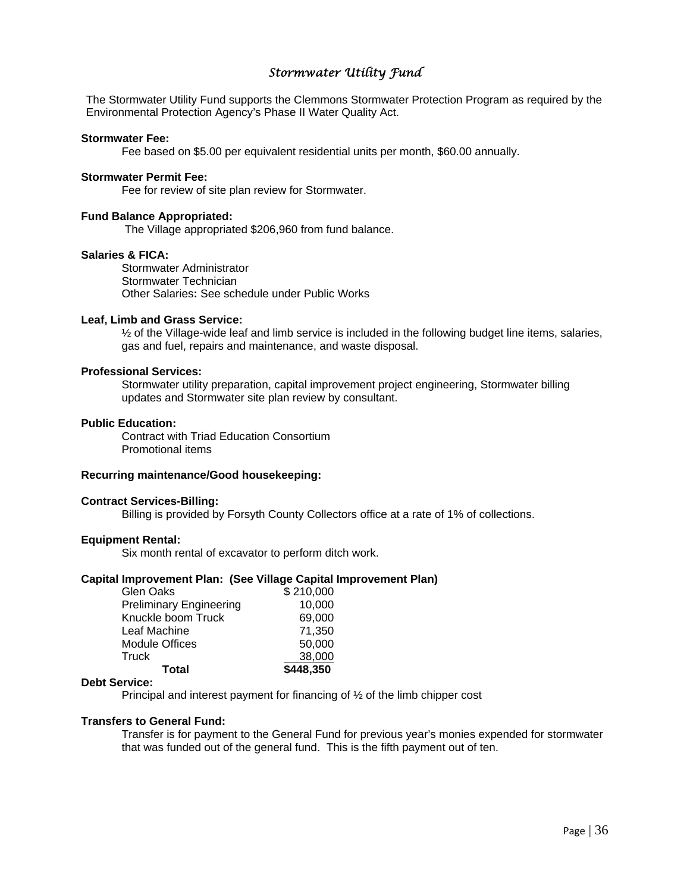# *Stormwater Utility Fund*

The Stormwater Utility Fund supports the Clemmons Stormwater Protection Program as required by the Environmental Protection Agency's Phase II Water Quality Act.

**Stormwater Fee:**

Fee based on $5.00 per equivalent residential units per month, $60.00 annually.

**Stormwater Permit Fee:**

Fee for review of site plan review for Stormwater.

**Fund Balance Appropriated:**

The Village appropriated $206,960 from fund balance.

**Salaries & FICA:**

Stormwater Administrator
Stormwater Technician
Other Salaries**:** See schedule under Public Works

**Leaf, Limb and Grass Service:**

½ of the Village-wide leaf and limb service is included in the following budget line items, salaries, gas and fuel, repairs and maintenance, and waste disposal.

**Professional Services:**

Stormwater utility preparation, capital improvement project engineering, Stormwater billing updates and Stormwater site plan review by consultant.

**Public Education:**

Contract with Triad Education Consortium
Promotional items

**Recurring maintenance/Good housekeeping:**

**Contract Services-Billing:**

Billing is provided by Forsyth County Collectors office at a rate of 1% of collections.

**Equipment Rental:**

Six month rental of excavator to perform ditch work.

**Capital Improvement Plan: (See Village Capital Improvement Plan)**

| | |
|---|---|
| Glen Oaks | $ 210,000 |
| Preliminary Engineering | 10,000 |
| Knuckle boom Truck | 69,000 |
| Leaf Machine | 71,350 |
| Module Offices | 50,000 |
| Truck | 38,000 |
| **Total** | **$448,350** |

**Debt Service:**

Principal and interest payment for financing of ½ of the limb chipper cost

**Transfers to General Fund:**

Transfer is for payment to the General Fund for previous year's monies expended for stormwater that was funded out of the general fund. This is the fifth payment out of ten.